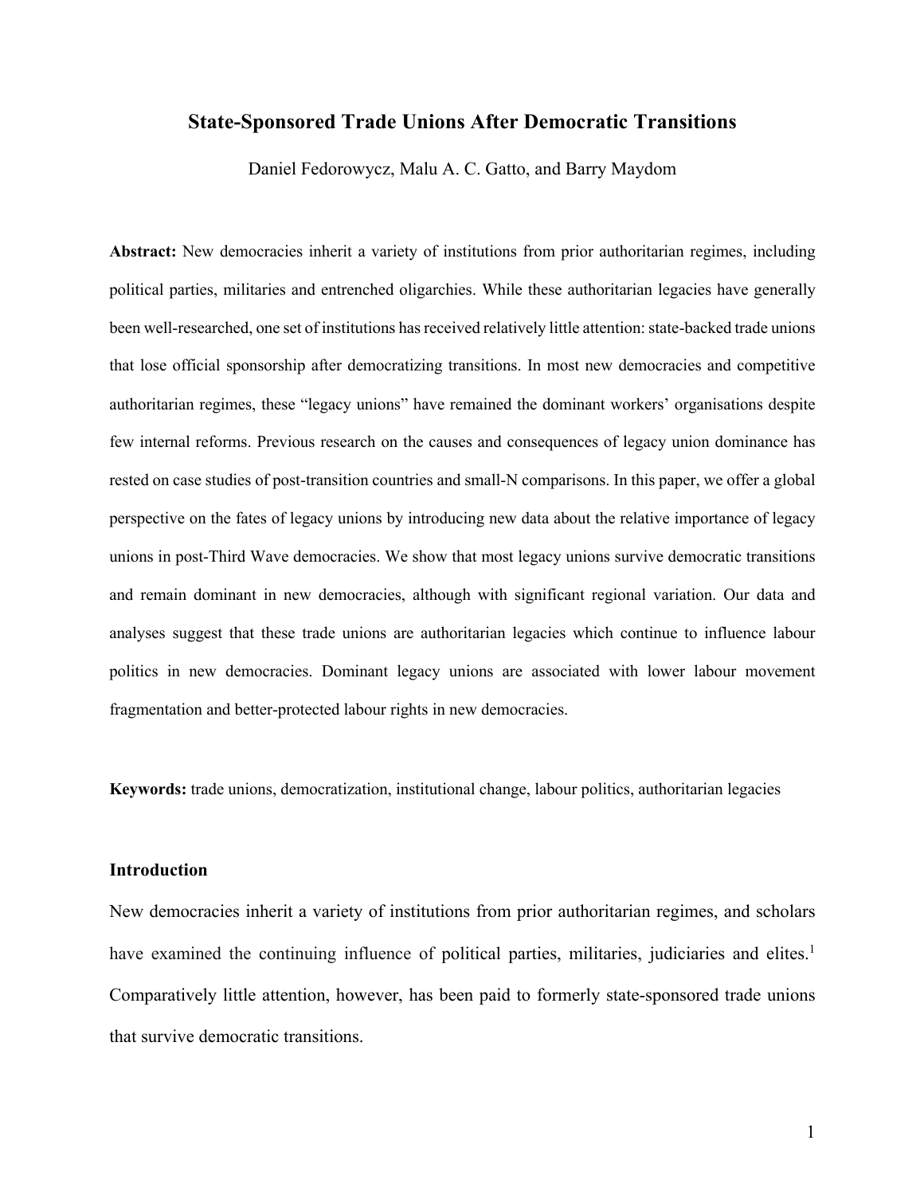# State-Sponsored Trade Unions After Democratic Transitions

Daniel Fedorowycz, Malu A. C. Gatto, and Barry Maydom

**Abstract:** New democracies inherit a variety of institutions from prior authoritarian regimes, including political parties, militaries and entrenched oligarchies. While these authoritarian legacies have generally been well-researched, one set of institutions has received relatively little attention: state-backed trade unions that lose official sponsorship after democratizing transitions. In most new democracies and competitive authoritarian regimes, these "legacy unions" have remained the dominant workers' organisations despite few internal reforms. Previous research on the causes and consequences of legacy union dominance has rested on case studies of post-transition countries and small-N comparisons. In this paper, we offer a global perspective on the fates of legacy unions by introducing new data about the relative importance of legacy unions in post-Third Wave democracies. We show that most legacy unions survive democratic transitions and remain dominant in new democracies, although with significant regional variation. Our data and analyses suggest that these trade unions are authoritarian legacies which continue to influence labour politics in new democracies. Dominant legacy unions are associated with lower labour movement fragmentation and better-protected labour rights in new democracies.

**Keywords:** trade unions, democratization, institutional change, labour politics, authoritarian legacies

## Introduction

New democracies inherit a variety of institutions from prior authoritarian regimes, and scholars have examined the continuing influence of political parties, militaries, judiciaries and elites.[1] Comparatively little attention, however, has been paid to formerly state-sponsored trade unions that survive democratic transitions.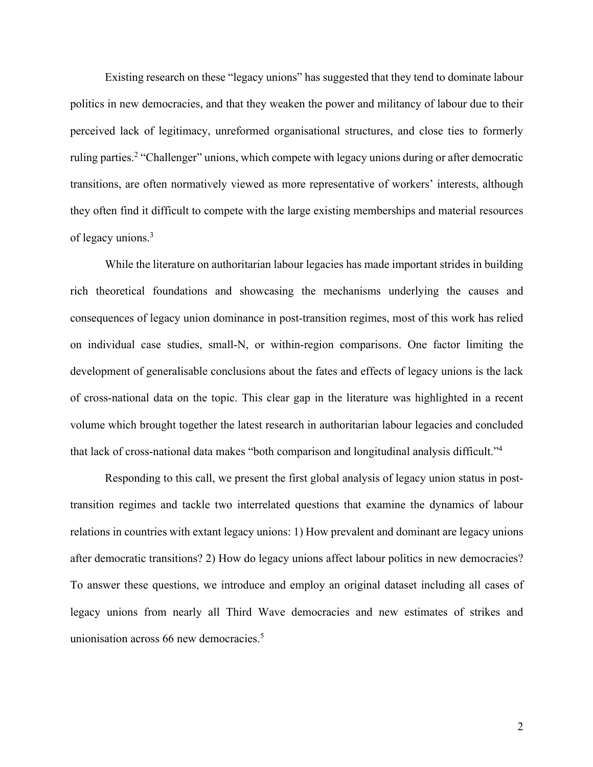Existing research on these "legacy unions" has suggested that they tend to dominate labour politics in new democracies, and that they weaken the power and militancy of labour due to their perceived lack of legitimacy, unreformed organisational structures, and close ties to formerly ruling parties.[2] "Challenger" unions, which compete with legacy unions during or after democratic transitions, are often normatively viewed as more representative of workers' interests, although they often find it difficult to compete with the large existing memberships and material resources of legacy unions.[3]

While the literature on authoritarian labour legacies has made important strides in building rich theoretical foundations and showcasing the mechanisms underlying the causes and consequences of legacy union dominance in post-transition regimes, most of this work has relied on individual case studies, small-N, or within-region comparisons. One factor limiting the development of generalisable conclusions about the fates and effects of legacy unions is the lack of cross-national data on the topic. This clear gap in the literature was highlighted in a recent volume which brought together the latest research in authoritarian labour legacies and concluded that lack of cross-national data makes "both comparison and longitudinal analysis difficult."[4]

Responding to this call, we present the first global analysis of legacy union status in post-transition regimes and tackle two interrelated questions that examine the dynamics of labour relations in countries with extant legacy unions: 1) How prevalent and dominant are legacy unions after democratic transitions? 2) How do legacy unions affect labour politics in new democracies? To answer these questions, we introduce and employ an original dataset including all cases of legacy unions from nearly all Third Wave democracies and new estimates of strikes and unionisation across 66 new democracies.[5]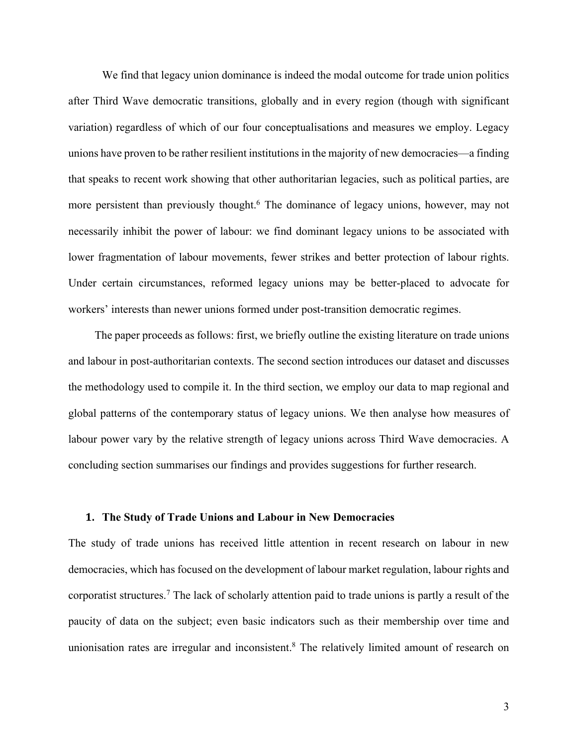We find that legacy union dominance is indeed the modal outcome for trade union politics after Third Wave democratic transitions, globally and in every region (though with significant variation) regardless of which of our four conceptualisations and measures we employ. Legacy unions have proven to be rather resilient institutions in the majority of new democracies—a finding that speaks to recent work showing that other authoritarian legacies, such as political parties, are more persistent than previously thought.[6] The dominance of legacy unions, however, may not necessarily inhibit the power of labour: we find dominant legacy unions to be associated with lower fragmentation of labour movements, fewer strikes and better protection of labour rights. Under certain circumstances, reformed legacy unions may be better-placed to advocate for workers' interests than newer unions formed under post-transition democratic regimes.

The paper proceeds as follows: first, we briefly outline the existing literature on trade unions and labour in post-authoritarian contexts. The second section introduces our dataset and discusses the methodology used to compile it. In the third section, we employ our data to map regional and global patterns of the contemporary status of legacy unions. We then analyse how measures of labour power vary by the relative strength of legacy unions across Third Wave democracies. A concluding section summarises our findings and provides suggestions for further research.

## 1. The Study of Trade Unions and Labour in New Democracies

The study of trade unions has received little attention in recent research on labour in new democracies, which has focused on the development of labour market regulation, labour rights and corporatist structures.[7] The lack of scholarly attention paid to trade unions is partly a result of the paucity of data on the subject; even basic indicators such as their membership over time and unionisation rates are irregular and inconsistent.[8] The relatively limited amount of research on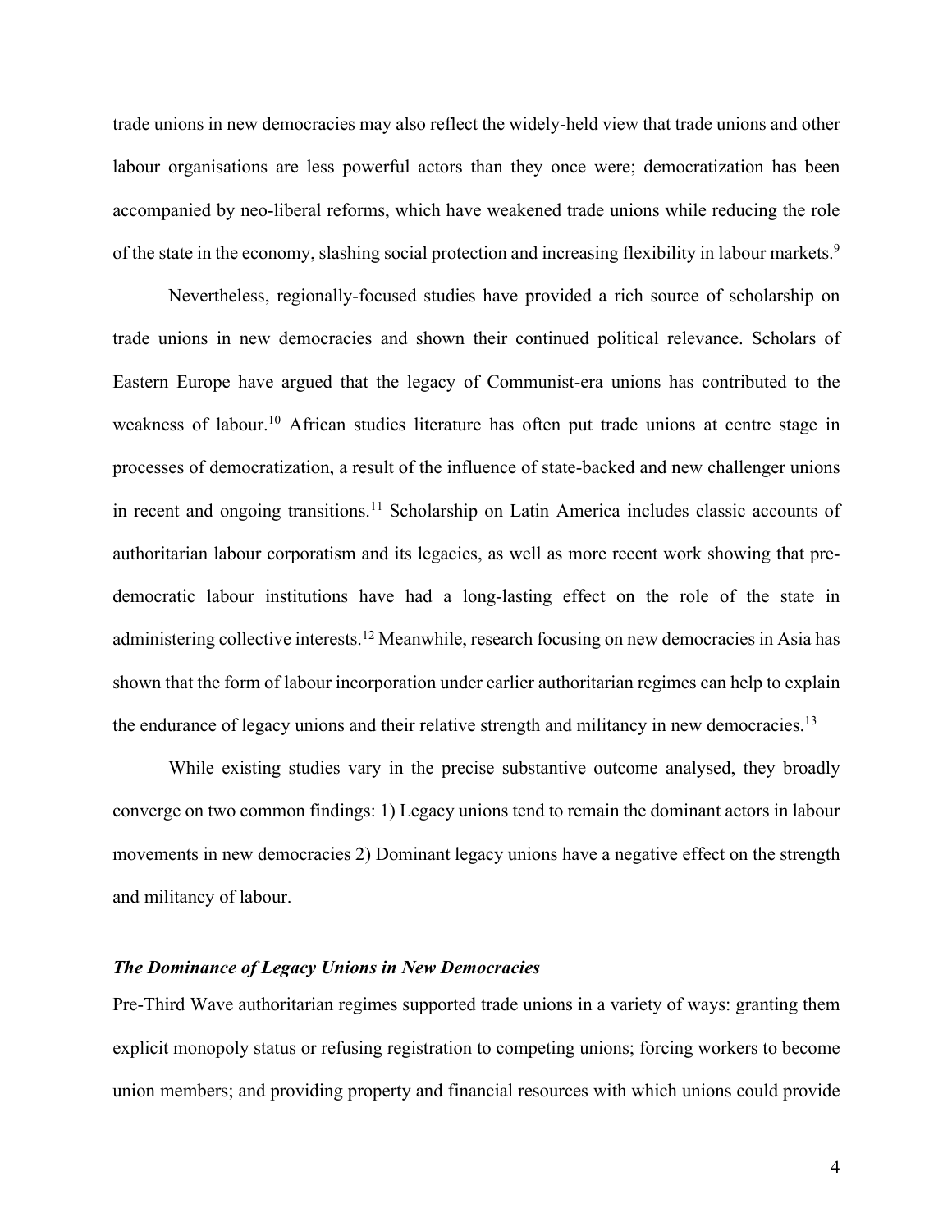trade unions in new democracies may also reflect the widely-held view that trade unions and other labour organisations are less powerful actors than they once were; democratization has been accompanied by neo-liberal reforms, which have weakened trade unions while reducing the role of the state in the economy, slashing social protection and increasing flexibility in labour markets.[9]

Nevertheless, regionally-focused studies have provided a rich source of scholarship on trade unions in new democracies and shown their continued political relevance. Scholars of Eastern Europe have argued that the legacy of Communist-era unions has contributed to the weakness of labour.[10] African studies literature has often put trade unions at centre stage in processes of democratization, a result of the influence of state-backed and new challenger unions in recent and ongoing transitions.[11] Scholarship on Latin America includes classic accounts of authoritarian labour corporatism and its legacies, as well as more recent work showing that pre-democratic labour institutions have had a long-lasting effect on the role of the state in administering collective interests.[12] Meanwhile, research focusing on new democracies in Asia has shown that the form of labour incorporation under earlier authoritarian regimes can help to explain the endurance of legacy unions and their relative strength and militancy in new democracies.[13]

While existing studies vary in the precise substantive outcome analysed, they broadly converge on two common findings: 1) Legacy unions tend to remain the dominant actors in labour movements in new democracies 2) Dominant legacy unions have a negative effect on the strength and militancy of labour.

***The Dominance of Legacy Unions in New Democracies***

Pre-Third Wave authoritarian regimes supported trade unions in a variety of ways: granting them explicit monopoly status or refusing registration to competing unions; forcing workers to become union members; and providing property and financial resources with which unions could provide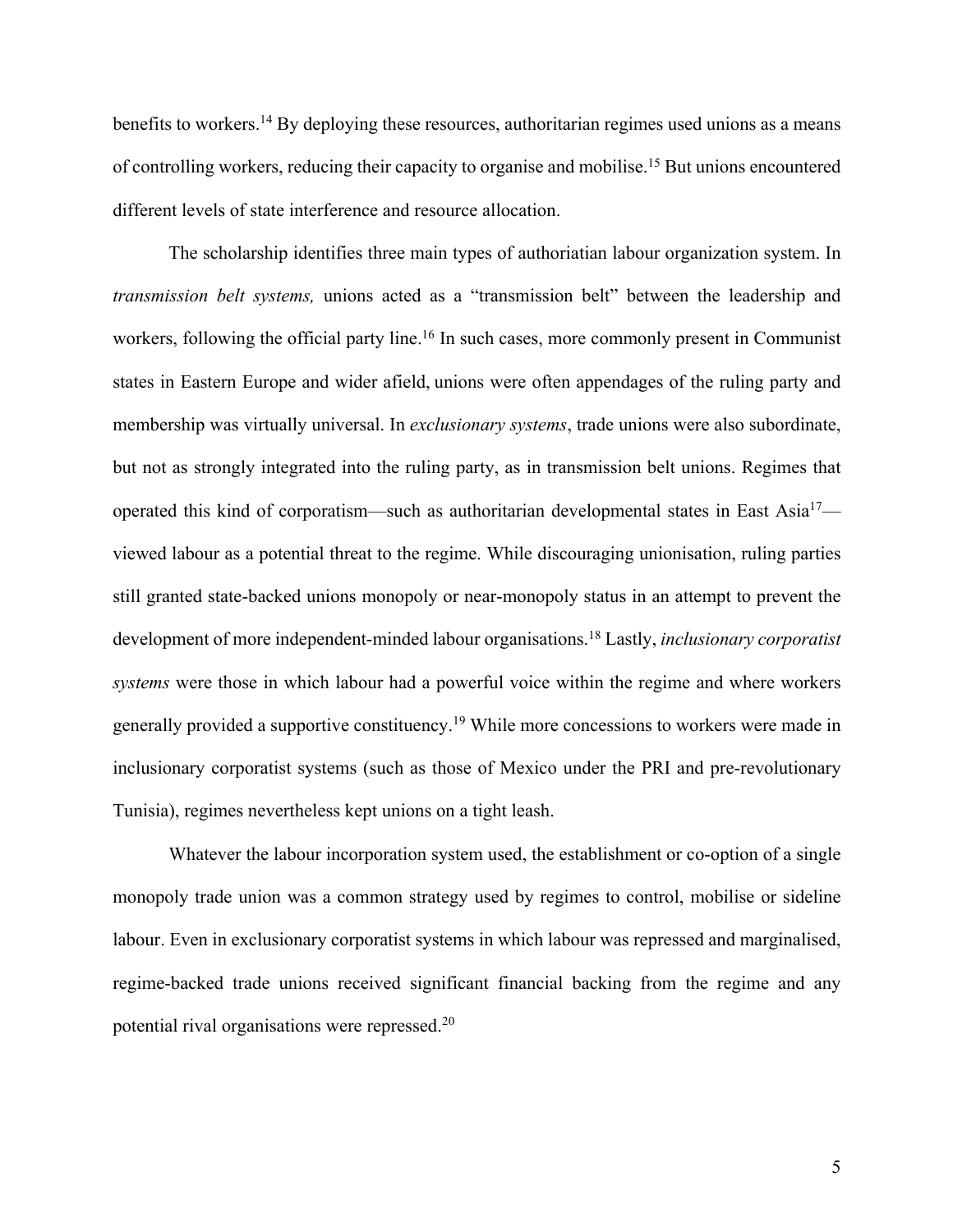benefits to workers.[14] By deploying these resources, authoritarian regimes used unions as a means of controlling workers, reducing their capacity to organise and mobilise.[15] But unions encountered different levels of state interference and resource allocation.

The scholarship identifies three main types of authoriatian labour organization system. In *transmission belt systems,* unions acted as a "transmission belt" between the leadership and workers, following the official party line.[16] In such cases, more commonly present in Communist states in Eastern Europe and wider afield, unions were often appendages of the ruling party and membership was virtually universal. In *exclusionary systems*, trade unions were also subordinate, but not as strongly integrated into the ruling party, as in transmission belt unions. Regimes that operated this kind of corporatism—such as authoritarian developmental states in East Asia[17]—viewed labour as a potential threat to the regime. While discouraging unionisation, ruling parties still granted state-backed unions monopoly or near-monopoly status in an attempt to prevent the development of more independent-minded labour organisations.[18] Lastly, *inclusionary corporatist systems* were those in which labour had a powerful voice within the regime and where workers generally provided a supportive constituency.[19] While more concessions to workers were made in inclusionary corporatist systems (such as those of Mexico under the PRI and pre-revolutionary Tunisia), regimes nevertheless kept unions on a tight leash.

Whatever the labour incorporation system used, the establishment or co-option of a single monopoly trade union was a common strategy used by regimes to control, mobilise or sideline labour. Even in exclusionary corporatist systems in which labour was repressed and marginalised, regime-backed trade unions received significant financial backing from the regime and any potential rival organisations were repressed.[20]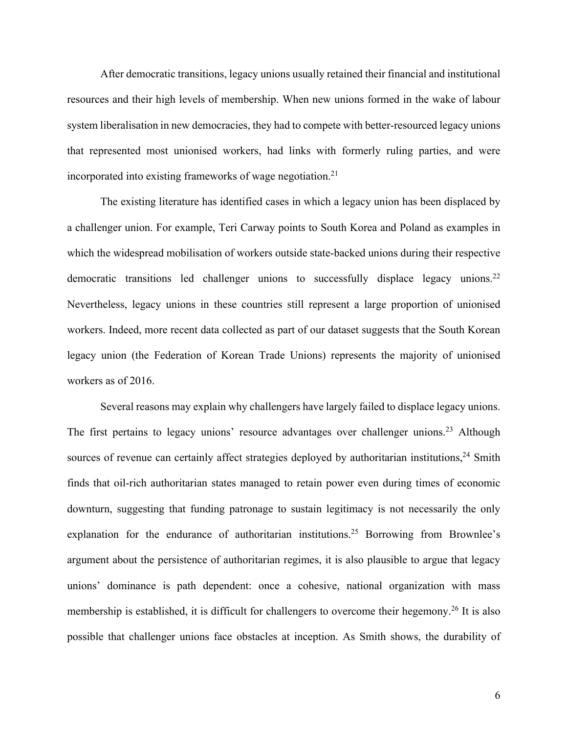After democratic transitions, legacy unions usually retained their financial and institutional resources and their high levels of membership. When new unions formed in the wake of labour system liberalisation in new democracies, they had to compete with better-resourced legacy unions that represented most unionised workers, had links with formerly ruling parties, and were incorporated into existing frameworks of wage negotiation.[21]

The existing literature has identified cases in which a legacy union has been displaced by a challenger union. For example, Teri Carway points to South Korea and Poland as examples in which the widespread mobilisation of workers outside state-backed unions during their respective democratic transitions led challenger unions to successfully displace legacy unions.[22] Nevertheless, legacy unions in these countries still represent a large proportion of unionised workers. Indeed, more recent data collected as part of our dataset suggests that the South Korean legacy union (the Federation of Korean Trade Unions) represents the majority of unionised workers as of 2016.

Several reasons may explain why challengers have largely failed to displace legacy unions. The first pertains to legacy unions' resource advantages over challenger unions.[23] Although sources of revenue can certainly affect strategies deployed by authoritarian institutions,[24] Smith finds that oil-rich authoritarian states managed to retain power even during times of economic downturn, suggesting that funding patronage to sustain legitimacy is not necessarily the only explanation for the endurance of authoritarian institutions.[25] Borrowing from Brownlee's argument about the persistence of authoritarian regimes, it is also plausible to argue that legacy unions' dominance is path dependent: once a cohesive, national organization with mass membership is established, it is difficult for challengers to overcome their hegemony.[26] It is also possible that challenger unions face obstacles at inception. As Smith shows, the durability of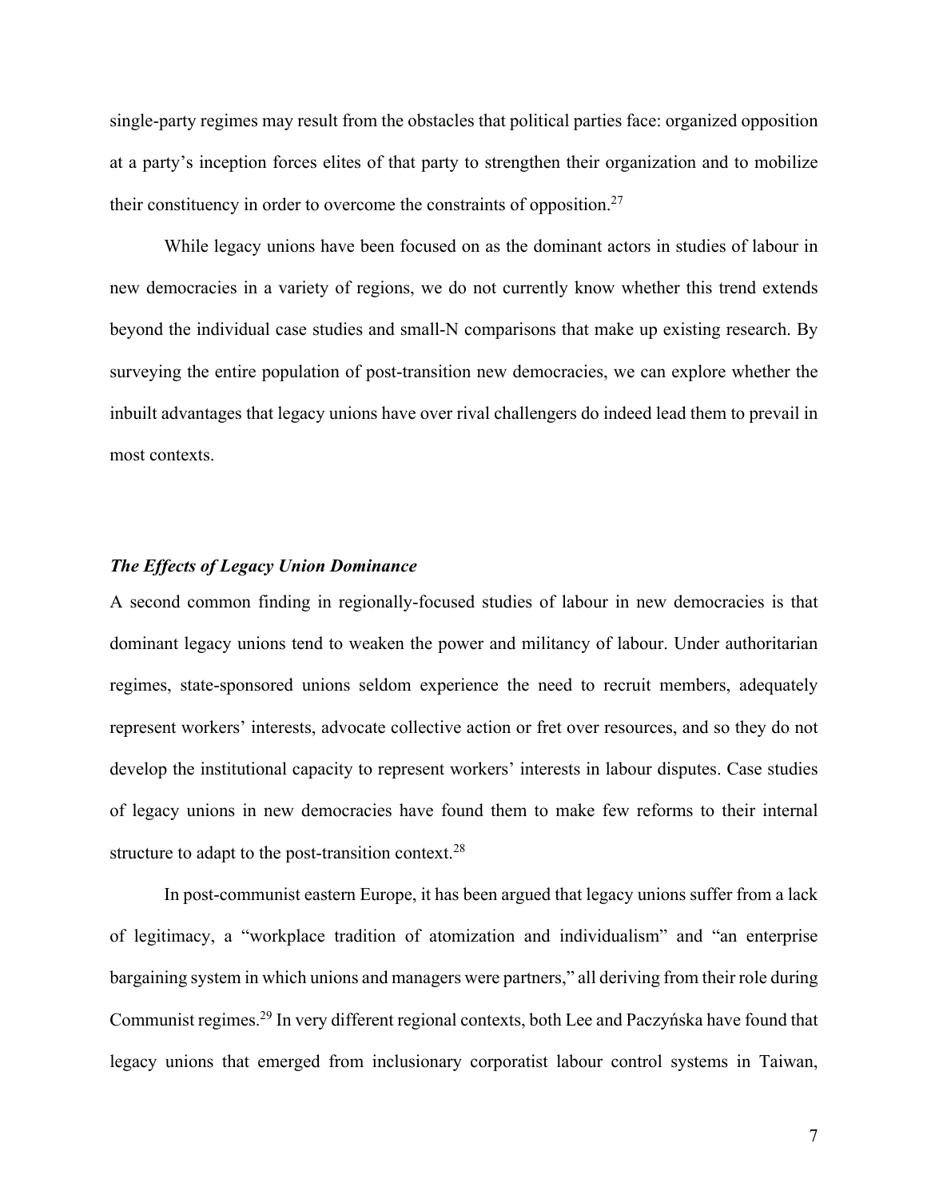single-party regimes may result from the obstacles that political parties face: organized opposition at a party's inception forces elites of that party to strengthen their organization and to mobilize their constituency in order to overcome the constraints of opposition.[27]

While legacy unions have been focused on as the dominant actors in studies of labour in new democracies in a variety of regions, we do not currently know whether this trend extends beyond the individual case studies and small-N comparisons that make up existing research. By surveying the entire population of post-transition new democracies, we can explore whether the inbuilt advantages that legacy unions have over rival challengers do indeed lead them to prevail in most contexts.

### *The Effects of Legacy Union Dominance*

A second common finding in regionally-focused studies of labour in new democracies is that dominant legacy unions tend to weaken the power and militancy of labour. Under authoritarian regimes, state-sponsored unions seldom experience the need to recruit members, adequately represent workers' interests, advocate collective action or fret over resources, and so they do not develop the institutional capacity to represent workers' interests in labour disputes. Case studies of legacy unions in new democracies have found them to make few reforms to their internal structure to adapt to the post-transition context.[28]

In post-communist eastern Europe, it has been argued that legacy unions suffer from a lack of legitimacy, a "workplace tradition of atomization and individualism" and "an enterprise bargaining system in which unions and managers were partners," all deriving from their role during Communist regimes.[29] In very different regional contexts, both Lee and Paczyńska have found that legacy unions that emerged from inclusionary corporatist labour control systems in Taiwan,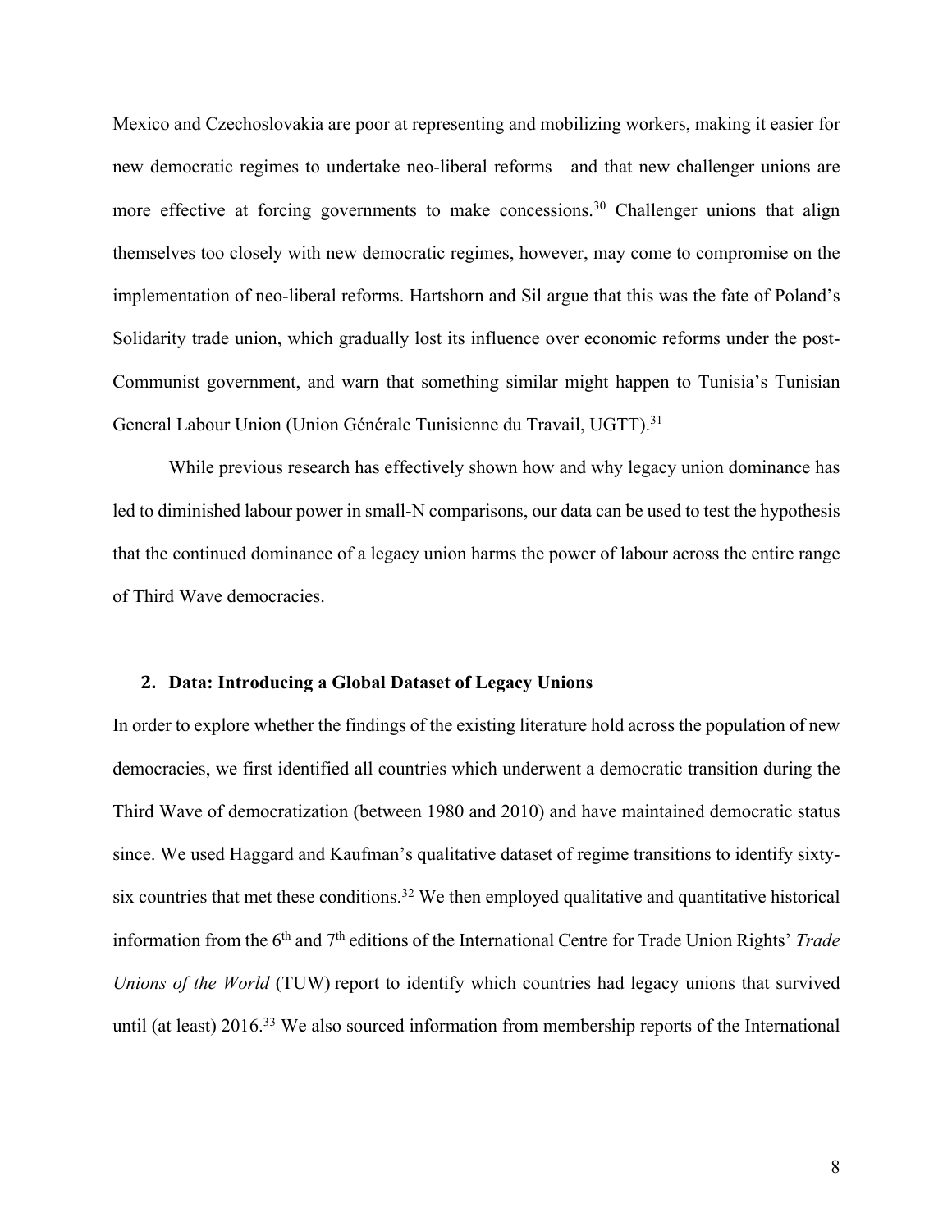Mexico and Czechoslovakia are poor at representing and mobilizing workers, making it easier for new democratic regimes to undertake neo-liberal reforms—and that new challenger unions are more effective at forcing governments to make concessions.[30] Challenger unions that align themselves too closely with new democratic regimes, however, may come to compromise on the implementation of neo-liberal reforms. Hartshorn and Sil argue that this was the fate of Poland's Solidarity trade union, which gradually lost its influence over economic reforms under the post-Communist government, and warn that something similar might happen to Tunisia's Tunisian General Labour Union (Union Générale Tunisienne du Travail, UGTT).[31]

While previous research has effectively shown how and why legacy union dominance has led to diminished labour power in small-N comparisons, our data can be used to test the hypothesis that the continued dominance of a legacy union harms the power of labour across the entire range of Third Wave democracies.

## 2. Data: Introducing a Global Dataset of Legacy Unions

In order to explore whether the findings of the existing literature hold across the population of new democracies, we first identified all countries which underwent a democratic transition during the Third Wave of democratization (between 1980 and 2010) and have maintained democratic status since. We used Haggard and Kaufman's qualitative dataset of regime transitions to identify sixty-six countries that met these conditions.[32] We then employed qualitative and quantitative historical information from the 6th and 7th editions of the International Centre for Trade Union Rights' *Trade Unions of the World* (TUW) report to identify which countries had legacy unions that survived until (at least) 2016.[33] We also sourced information from membership reports of the International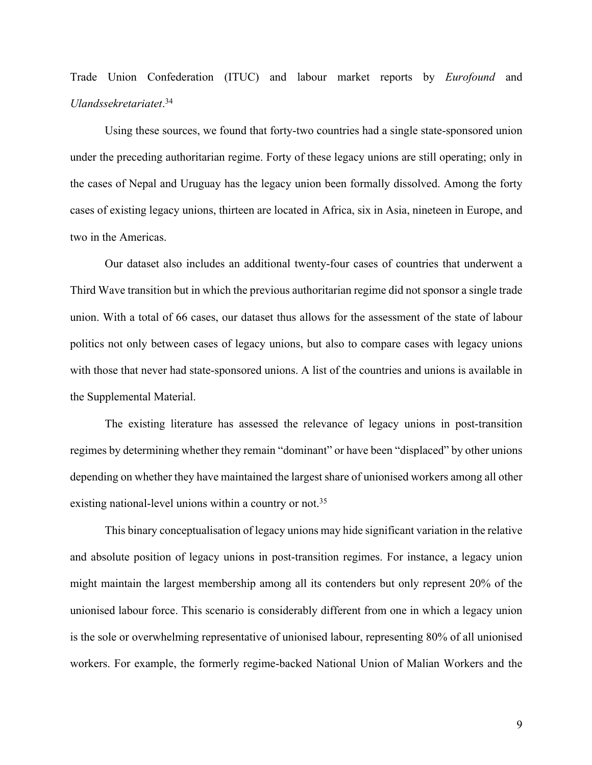Trade Union Confederation (ITUC) and labour market reports by *Eurofound* and *Ulandssekretariatet*.[34]

Using these sources, we found that forty-two countries had a single state-sponsored union under the preceding authoritarian regime. Forty of these legacy unions are still operating; only in the cases of Nepal and Uruguay has the legacy union been formally dissolved. Among the forty cases of existing legacy unions, thirteen are located in Africa, six in Asia, nineteen in Europe, and two in the Americas.

Our dataset also includes an additional twenty-four cases of countries that underwent a Third Wave transition but in which the previous authoritarian regime did not sponsor a single trade union. With a total of 66 cases, our dataset thus allows for the assessment of the state of labour politics not only between cases of legacy unions, but also to compare cases with legacy unions with those that never had state-sponsored unions. A list of the countries and unions is available in the Supplemental Material.

The existing literature has assessed the relevance of legacy unions in post-transition regimes by determining whether they remain "dominant" or have been "displaced" by other unions depending on whether they have maintained the largest share of unionised workers among all other existing national-level unions within a country or not.[35]

This binary conceptualisation of legacy unions may hide significant variation in the relative and absolute position of legacy unions in post-transition regimes. For instance, a legacy union might maintain the largest membership among all its contenders but only represent 20% of the unionised labour force. This scenario is considerably different from one in which a legacy union is the sole or overwhelming representative of unionised labour, representing 80% of all unionised workers. For example, the formerly regime-backed National Union of Malian Workers and the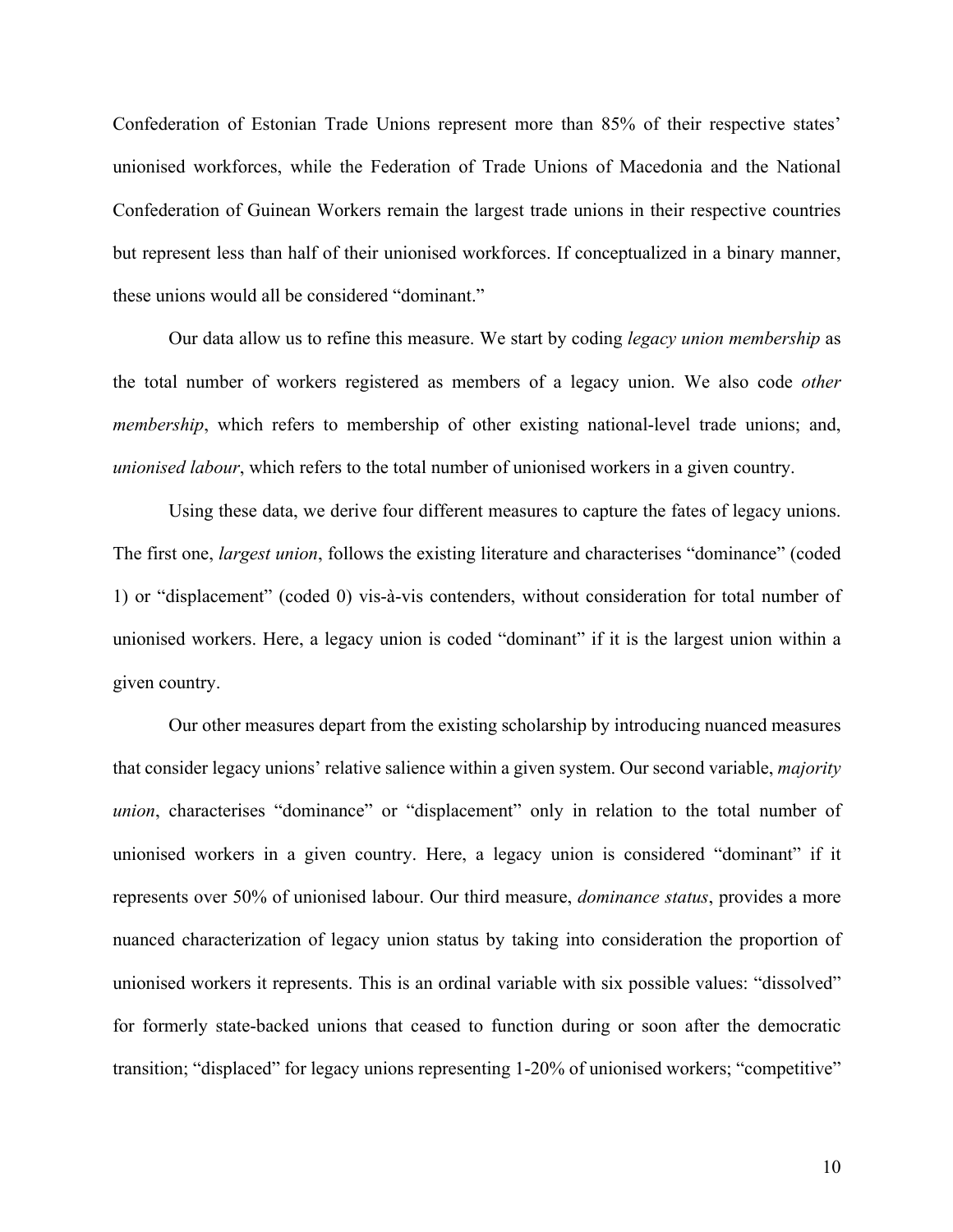Confederation of Estonian Trade Unions represent more than 85% of their respective states' unionised workforces, while the Federation of Trade Unions of Macedonia and the National Confederation of Guinean Workers remain the largest trade unions in their respective countries but represent less than half of their unionised workforces. If conceptualized in a binary manner, these unions would all be considered "dominant."

Our data allow us to refine this measure. We start by coding *legacy union membership* as the total number of workers registered as members of a legacy union. We also code *other membership*, which refers to membership of other existing national-level trade unions; and, *unionised labour*, which refers to the total number of unionised workers in a given country.

Using these data, we derive four different measures to capture the fates of legacy unions. The first one, *largest union*, follows the existing literature and characterises "dominance" (coded 1) or "displacement" (coded 0) vis-à-vis contenders, without consideration for total number of unionised workers. Here, a legacy union is coded "dominant" if it is the largest union within a given country.

Our other measures depart from the existing scholarship by introducing nuanced measures that consider legacy unions' relative salience within a given system. Our second variable, *majority union*, characterises "dominance" or "displacement" only in relation to the total number of unionised workers in a given country. Here, a legacy union is considered "dominant" if it represents over 50% of unionised labour. Our third measure, *dominance status*, provides a more nuanced characterization of legacy union status by taking into consideration the proportion of unionised workers it represents. This is an ordinal variable with six possible values: "dissolved" for formerly state-backed unions that ceased to function during or soon after the democratic transition; "displaced" for legacy unions representing 1-20% of unionised workers; "competitive"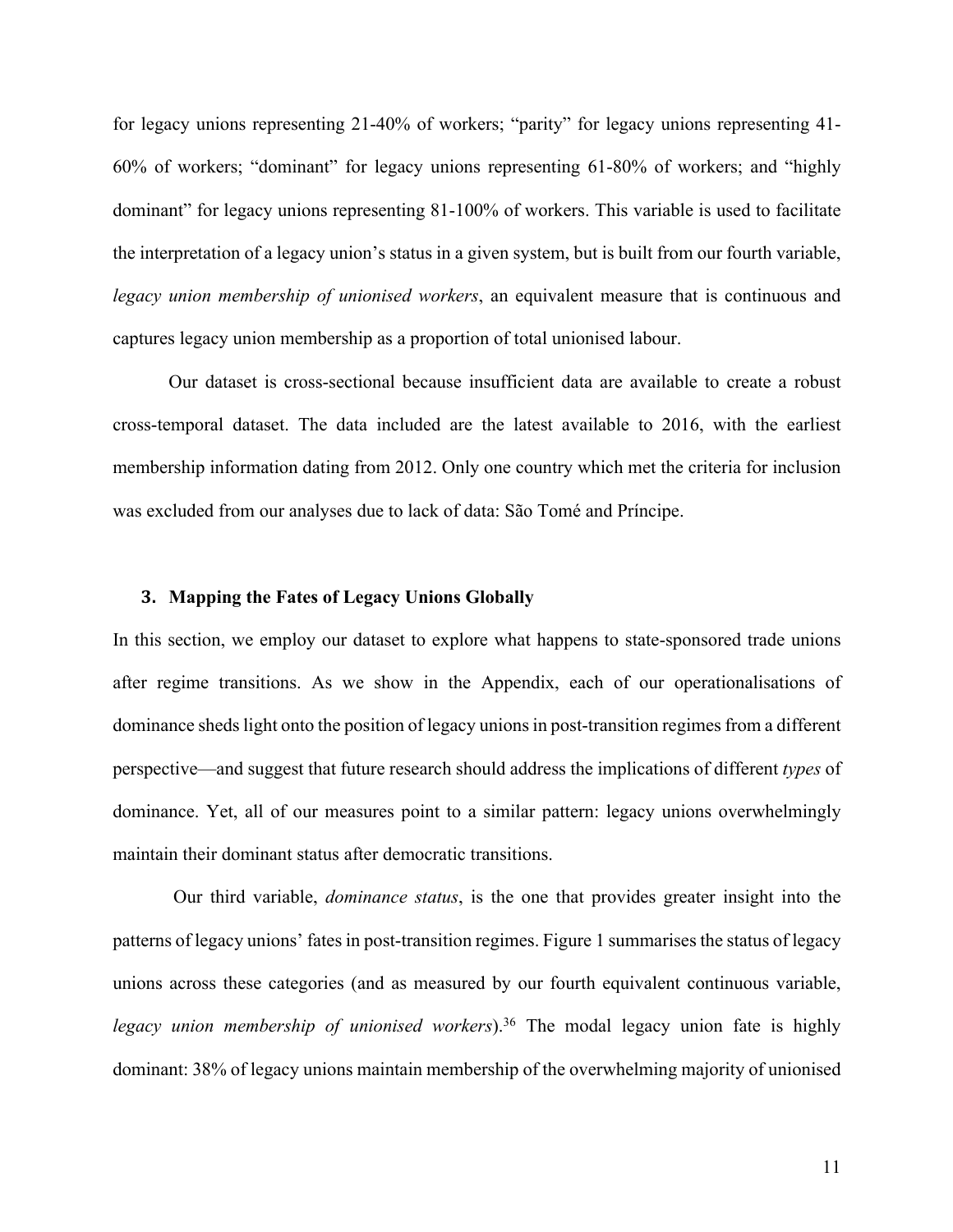for legacy unions representing 21-40% of workers; "parity" for legacy unions representing 41-60% of workers; "dominant" for legacy unions representing 61-80% of workers; and "highly dominant" for legacy unions representing 81-100% of workers. This variable is used to facilitate the interpretation of a legacy union's status in a given system, but is built from our fourth variable, *legacy union membership of unionised workers*, an equivalent measure that is continuous and captures legacy union membership as a proportion of total unionised labour.

Our dataset is cross-sectional because insufficient data are available to create a robust cross-temporal dataset. The data included are the latest available to 2016, with the earliest membership information dating from 2012. Only one country which met the criteria for inclusion was excluded from our analyses due to lack of data: São Tomé and Príncipe.

## 3. Mapping the Fates of Legacy Unions Globally

In this section, we employ our dataset to explore what happens to state-sponsored trade unions after regime transitions. As we show in the Appendix, each of our operationalisations of dominance sheds light onto the position of legacy unions in post-transition regimes from a different perspective—and suggest that future research should address the implications of different *types* of dominance. Yet, all of our measures point to a similar pattern: legacy unions overwhelmingly maintain their dominant status after democratic transitions.

Our third variable, *dominance status*, is the one that provides greater insight into the patterns of legacy unions' fates in post-transition regimes. Figure 1 summarises the status of legacy unions across these categories (and as measured by our fourth equivalent continuous variable, *legacy union membership of unionised workers*).[36] The modal legacy union fate is highly dominant: 38% of legacy unions maintain membership of the overwhelming majority of unionised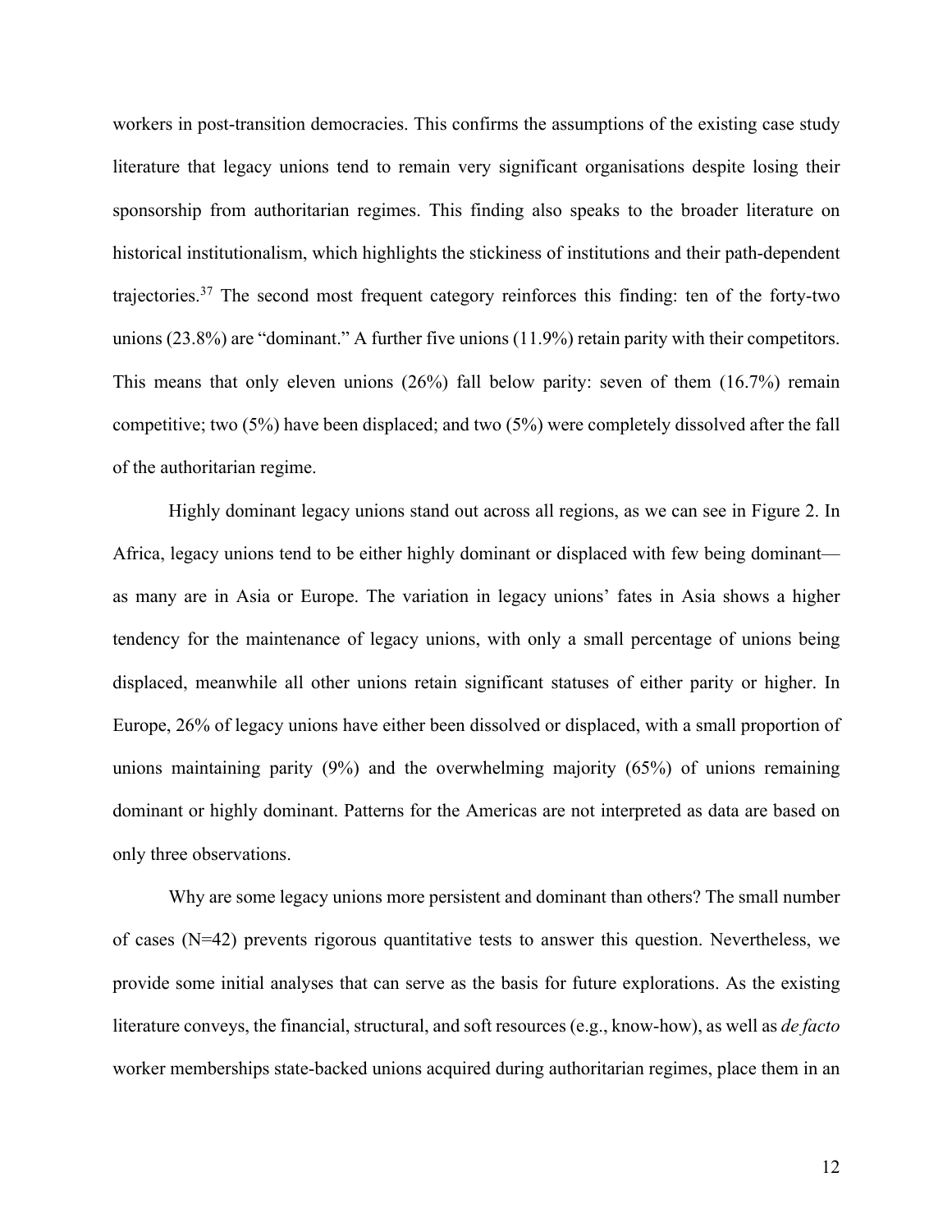workers in post-transition democracies. This confirms the assumptions of the existing case study literature that legacy unions tend to remain very significant organisations despite losing their sponsorship from authoritarian regimes. This finding also speaks to the broader literature on historical institutionalism, which highlights the stickiness of institutions and their path-dependent trajectories.[37] The second most frequent category reinforces this finding: ten of the forty-two unions (23.8%) are "dominant." A further five unions (11.9%) retain parity with their competitors. This means that only eleven unions (26%) fall below parity: seven of them (16.7%) remain competitive; two (5%) have been displaced; and two (5%) were completely dissolved after the fall of the authoritarian regime.

Highly dominant legacy unions stand out across all regions, as we can see in Figure 2. In Africa, legacy unions tend to be either highly dominant or displaced with few being dominant—as many are in Asia or Europe. The variation in legacy unions' fates in Asia shows a higher tendency for the maintenance of legacy unions, with only a small percentage of unions being displaced, meanwhile all other unions retain significant statuses of either parity or higher. In Europe, 26% of legacy unions have either been dissolved or displaced, with a small proportion of unions maintaining parity (9%) and the overwhelming majority (65%) of unions remaining dominant or highly dominant. Patterns for the Americas are not interpreted as data are based on only three observations.

Why are some legacy unions more persistent and dominant than others? The small number of cases (N=42) prevents rigorous quantitative tests to answer this question. Nevertheless, we provide some initial analyses that can serve as the basis for future explorations. As the existing literature conveys, the financial, structural, and soft resources (e.g., know-how), as well as *de facto* worker memberships state-backed unions acquired during authoritarian regimes, place them in an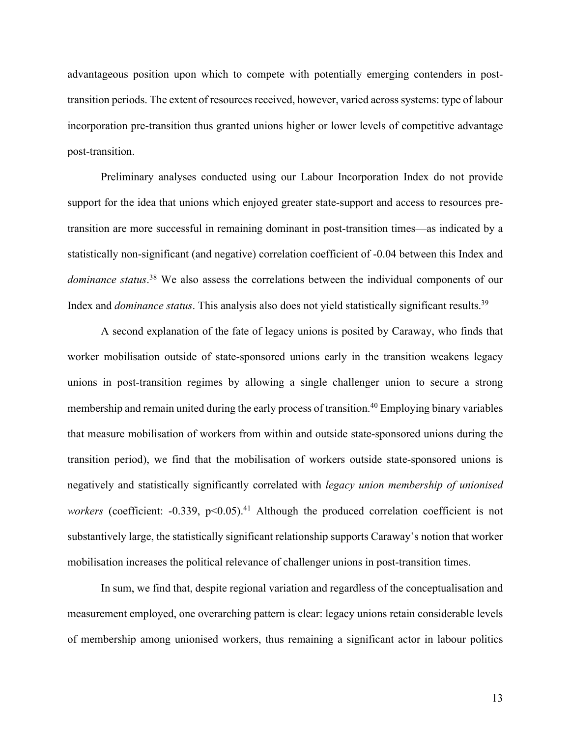advantageous position upon which to compete with potentially emerging contenders in post-transition periods. The extent of resources received, however, varied across systems: type of labour incorporation pre-transition thus granted unions higher or lower levels of competitive advantage post-transition.

Preliminary analyses conducted using our Labour Incorporation Index do not provide support for the idea that unions which enjoyed greater state-support and access to resources pre-transition are more successful in remaining dominant in post-transition times—as indicated by a statistically non-significant (and negative) correlation coefficient of -0.04 between this Index and *dominance status*.[38] We also assess the correlations between the individual components of our Index and *dominance status*. This analysis also does not yield statistically significant results.[39]

A second explanation of the fate of legacy unions is posited by Caraway, who finds that worker mobilisation outside of state-sponsored unions early in the transition weakens legacy unions in post-transition regimes by allowing a single challenger union to secure a strong membership and remain united during the early process of transition.[40] Employing binary variables that measure mobilisation of workers from within and outside state-sponsored unions during the transition period), we find that the mobilisation of workers outside state-sponsored unions is negatively and statistically significantly correlated with *legacy union membership of unionised workers* (coefficient: -0.339, $p<0.05$).[41] Although the produced correlation coefficient is not substantively large, the statistically significant relationship supports Caraway's notion that worker mobilisation increases the political relevance of challenger unions in post-transition times.

In sum, we find that, despite regional variation and regardless of the conceptualisation and measurement employed, one overarching pattern is clear: legacy unions retain considerable levels of membership among unionised workers, thus remaining a significant actor in labour politics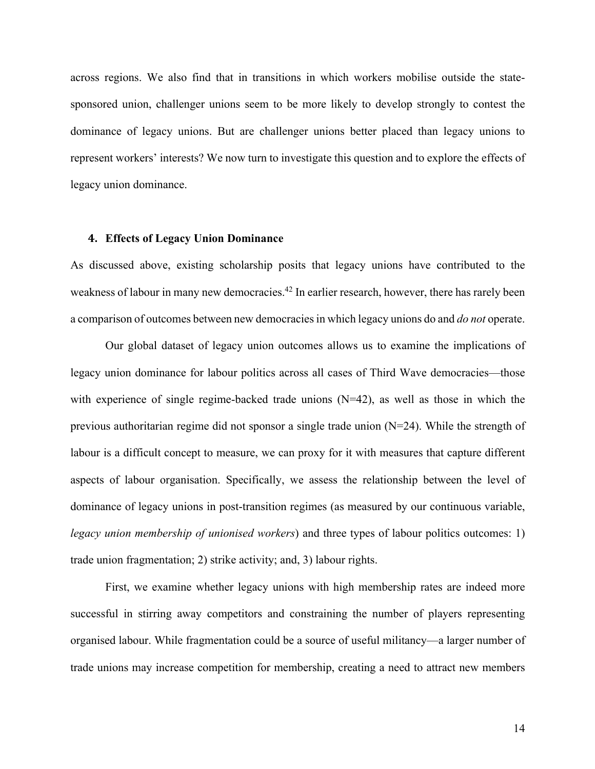across regions. We also find that in transitions in which workers mobilise outside the state-sponsored union, challenger unions seem to be more likely to develop strongly to contest the dominance of legacy unions. But are challenger unions better placed than legacy unions to represent workers' interests? We now turn to investigate this question and to explore the effects of legacy union dominance.

## 4. Effects of Legacy Union Dominance

As discussed above, existing scholarship posits that legacy unions have contributed to the weakness of labour in many new democracies.[42] In earlier research, however, there has rarely been a comparison of outcomes between new democracies in which legacy unions do and *do not* operate.

Our global dataset of legacy union outcomes allows us to examine the implications of legacy union dominance for labour politics across all cases of Third Wave democracies—those with experience of single regime-backed trade unions (N=42), as well as those in which the previous authoritarian regime did not sponsor a single trade union (N=24). While the strength of labour is a difficult concept to measure, we can proxy for it with measures that capture different aspects of labour organisation. Specifically, we assess the relationship between the level of dominance of legacy unions in post-transition regimes (as measured by our continuous variable, *legacy union membership of unionised workers*) and three types of labour politics outcomes: 1) trade union fragmentation; 2) strike activity; and, 3) labour rights.

First, we examine whether legacy unions with high membership rates are indeed more successful in stirring away competitors and constraining the number of players representing organised labour. While fragmentation could be a source of useful militancy—a larger number of trade unions may increase competition for membership, creating a need to attract new members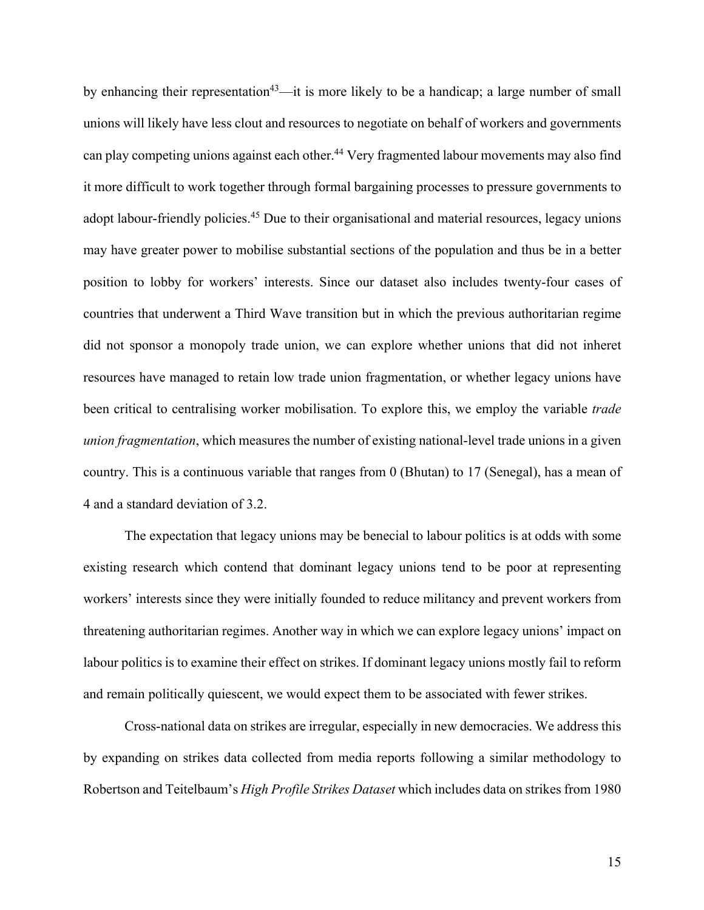by enhancing their representation[43]—it is more likely to be a handicap; a large number of small unions will likely have less clout and resources to negotiate on behalf of workers and governments can play competing unions against each other.[44] Very fragmented labour movements may also find it more difficult to work together through formal bargaining processes to pressure governments to adopt labour-friendly policies.[45] Due to their organisational and material resources, legacy unions may have greater power to mobilise substantial sections of the population and thus be in a better position to lobby for workers' interests. Since our dataset also includes twenty-four cases of countries that underwent a Third Wave transition but in which the previous authoritarian regime did not sponsor a monopoly trade union, we can explore whether unions that did not inheret resources have managed to retain low trade union fragmentation, or whether legacy unions have been critical to centralising worker mobilisation. To explore this, we employ the variable *trade union fragmentation*, which measures the number of existing national-level trade unions in a given country. This is a continuous variable that ranges from 0 (Bhutan) to 17 (Senegal), has a mean of 4 and a standard deviation of 3.2.

The expectation that legacy unions may be benecial to labour politics is at odds with some existing research which contend that dominant legacy unions tend to be poor at representing workers' interests since they were initially founded to reduce militancy and prevent workers from threatening authoritarian regimes. Another way in which we can explore legacy unions' impact on labour politics is to examine their effect on strikes. If dominant legacy unions mostly fail to reform and remain politically quiescent, we would expect them to be associated with fewer strikes.

Cross-national data on strikes are irregular, especially in new democracies. We address this by expanding on strikes data collected from media reports following a similar methodology to Robertson and Teitelbaum's *High Profile Strikes Dataset* which includes data on strikes from 1980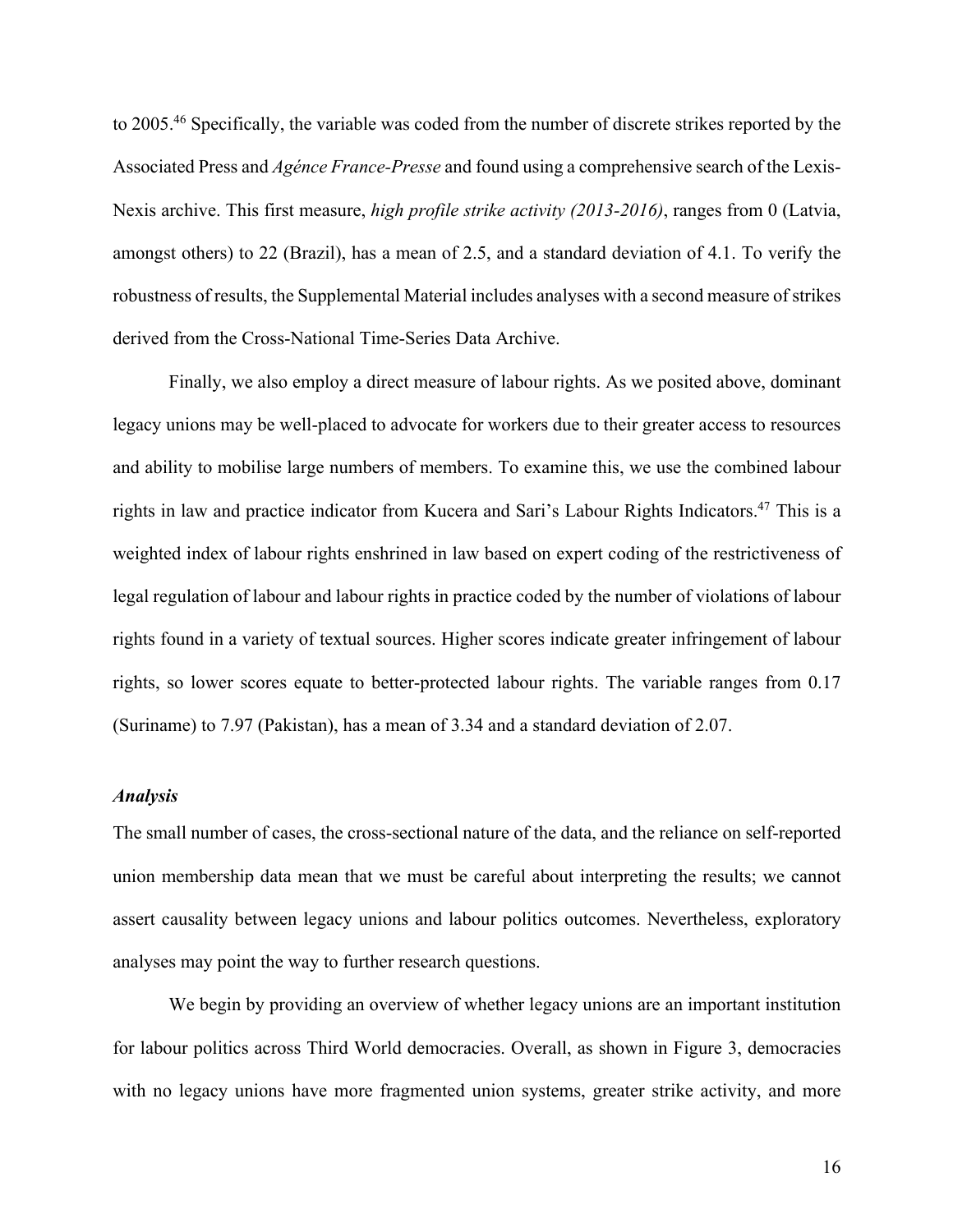to 2005.[46] Specifically, the variable was coded from the number of discrete strikes reported by the Associated Press and *Agénce France-Presse* and found using a comprehensive search of the Lexis-Nexis archive. This first measure, *high profile strike activity (2013-2016)*, ranges from 0 (Latvia, amongst others) to 22 (Brazil), has a mean of 2.5, and a standard deviation of 4.1. To verify the robustness of results, the Supplemental Material includes analyses with a second measure of strikes derived from the Cross-National Time-Series Data Archive.

Finally, we also employ a direct measure of labour rights. As we posited above, dominant legacy unions may be well-placed to advocate for workers due to their greater access to resources and ability to mobilise large numbers of members. To examine this, we use the combined labour rights in law and practice indicator from Kucera and Sari's Labour Rights Indicators.[47] This is a weighted index of labour rights enshrined in law based on expert coding of the restrictiveness of legal regulation of labour and labour rights in practice coded by the number of violations of labour rights found in a variety of textual sources. Higher scores indicate greater infringement of labour rights, so lower scores equate to better-protected labour rights. The variable ranges from 0.17 (Suriname) to 7.97 (Pakistan), has a mean of 3.34 and a standard deviation of 2.07.

### *Analysis*

The small number of cases, the cross-sectional nature of the data, and the reliance on self-reported union membership data mean that we must be careful about interpreting the results; we cannot assert causality between legacy unions and labour politics outcomes. Nevertheless, exploratory analyses may point the way to further research questions.

We begin by providing an overview of whether legacy unions are an important institution for labour politics across Third World democracies. Overall, as shown in Figure 3, democracies with no legacy unions have more fragmented union systems, greater strike activity, and more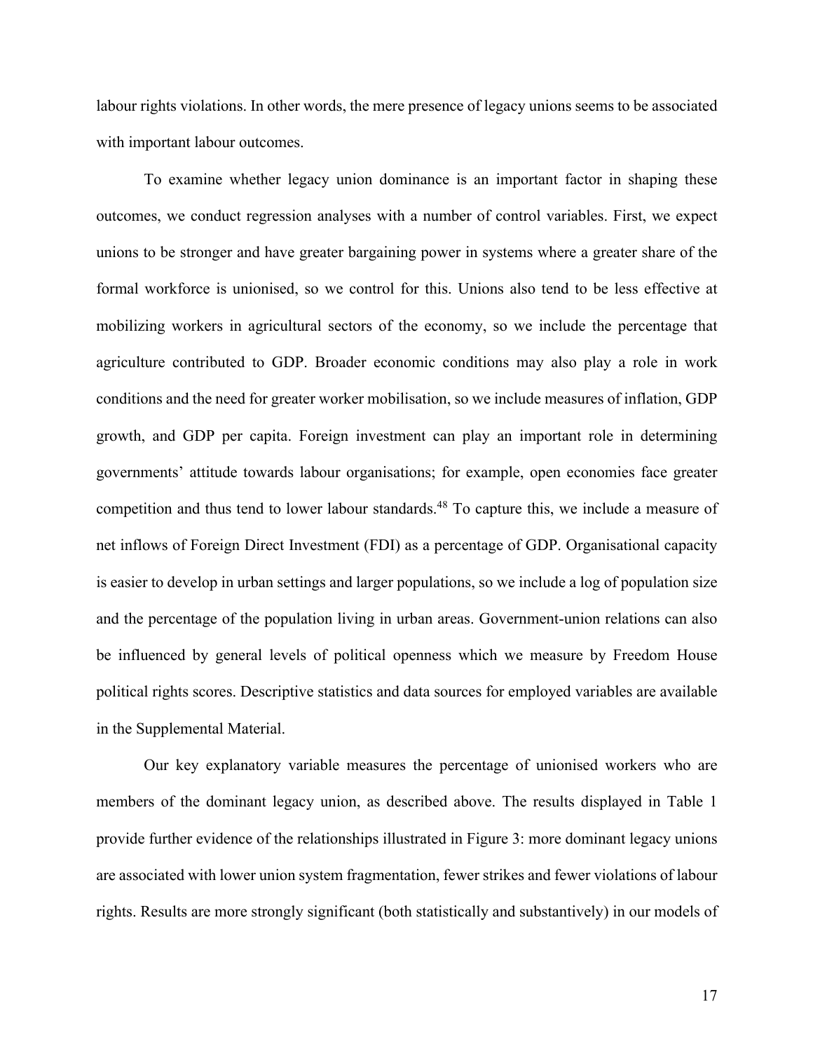labour rights violations. In other words, the mere presence of legacy unions seems to be associated with important labour outcomes.

To examine whether legacy union dominance is an important factor in shaping these outcomes, we conduct regression analyses with a number of control variables. First, we expect unions to be stronger and have greater bargaining power in systems where a greater share of the formal workforce is unionised, so we control for this. Unions also tend to be less effective at mobilizing workers in agricultural sectors of the economy, so we include the percentage that agriculture contributed to GDP. Broader economic conditions may also play a role in work conditions and the need for greater worker mobilisation, so we include measures of inflation, GDP growth, and GDP per capita. Foreign investment can play an important role in determining governments' attitude towards labour organisations; for example, open economies face greater competition and thus tend to lower labour standards.[48] To capture this, we include a measure of net inflows of Foreign Direct Investment (FDI) as a percentage of GDP. Organisational capacity is easier to develop in urban settings and larger populations, so we include a log of population size and the percentage of the population living in urban areas. Government-union relations can also be influenced by general levels of political openness which we measure by Freedom House political rights scores. Descriptive statistics and data sources for employed variables are available in the Supplemental Material.

Our key explanatory variable measures the percentage of unionised workers who are members of the dominant legacy union, as described above. The results displayed in Table 1 provide further evidence of the relationships illustrated in Figure 3: more dominant legacy unions are associated with lower union system fragmentation, fewer strikes and fewer violations of labour rights. Results are more strongly significant (both statistically and substantively) in our models of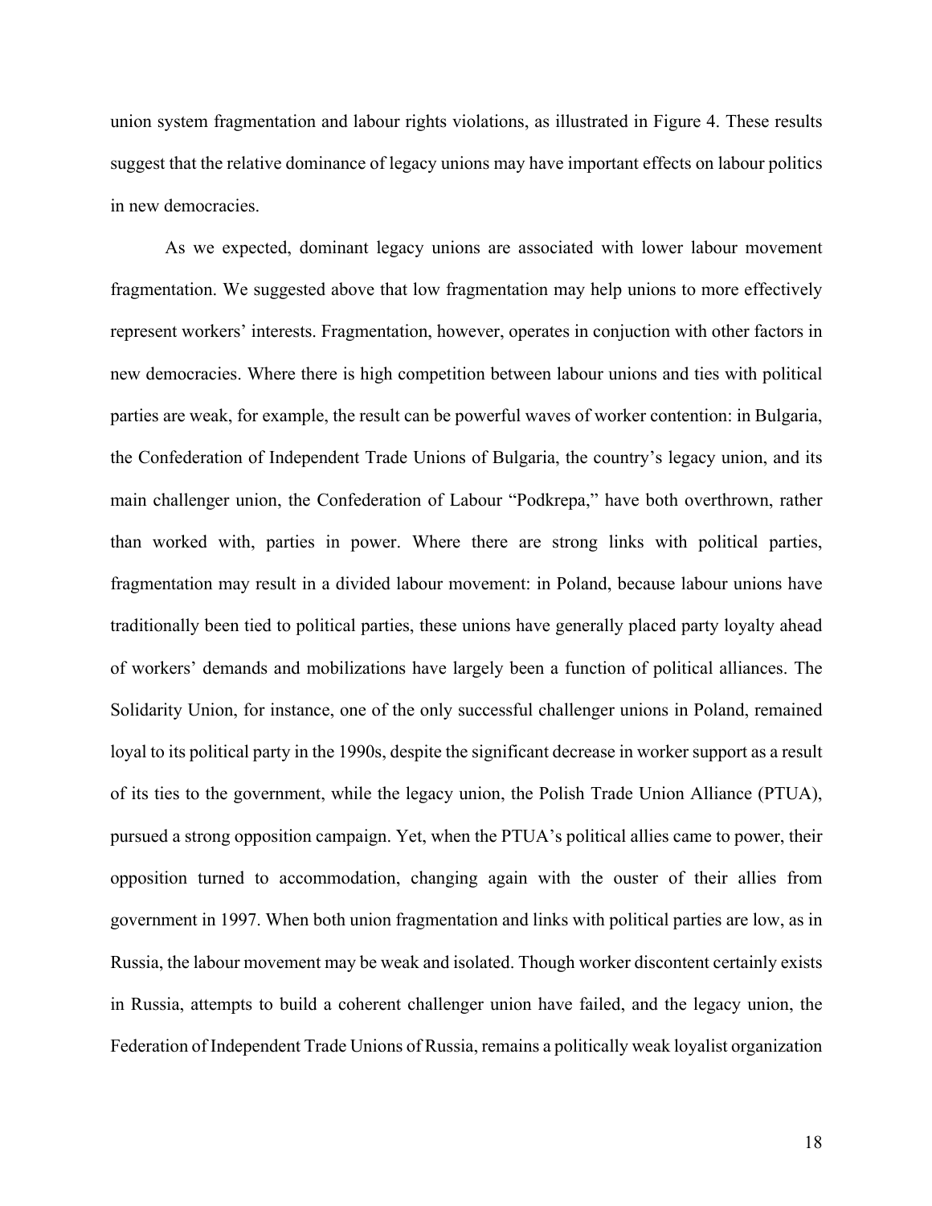union system fragmentation and labour rights violations, as illustrated in Figure 4. These results suggest that the relative dominance of legacy unions may have important effects on labour politics in new democracies.

As we expected, dominant legacy unions are associated with lower labour movement fragmentation. We suggested above that low fragmentation may help unions to more effectively represent workers' interests. Fragmentation, however, operates in conjuction with other factors in new democracies. Where there is high competition between labour unions and ties with political parties are weak, for example, the result can be powerful waves of worker contention: in Bulgaria, the Confederation of Independent Trade Unions of Bulgaria, the country's legacy union, and its main challenger union, the Confederation of Labour "Podkrepa," have both overthrown, rather than worked with, parties in power. Where there are strong links with political parties, fragmentation may result in a divided labour movement: in Poland, because labour unions have traditionally been tied to political parties, these unions have generally placed party loyalty ahead of workers' demands and mobilizations have largely been a function of political alliances. The Solidarity Union, for instance, one of the only successful challenger unions in Poland, remained loyal to its political party in the 1990s, despite the significant decrease in worker support as a result of its ties to the government, while the legacy union, the Polish Trade Union Alliance (PTUA), pursued a strong opposition campaign. Yet, when the PTUA's political allies came to power, their opposition turned to accommodation, changing again with the ouster of their allies from government in 1997. When both union fragmentation and links with political parties are low, as in Russia, the labour movement may be weak and isolated. Though worker discontent certainly exists in Russia, attempts to build a coherent challenger union have failed, and the legacy union, the Federation of Independent Trade Unions of Russia, remains a politically weak loyalist organization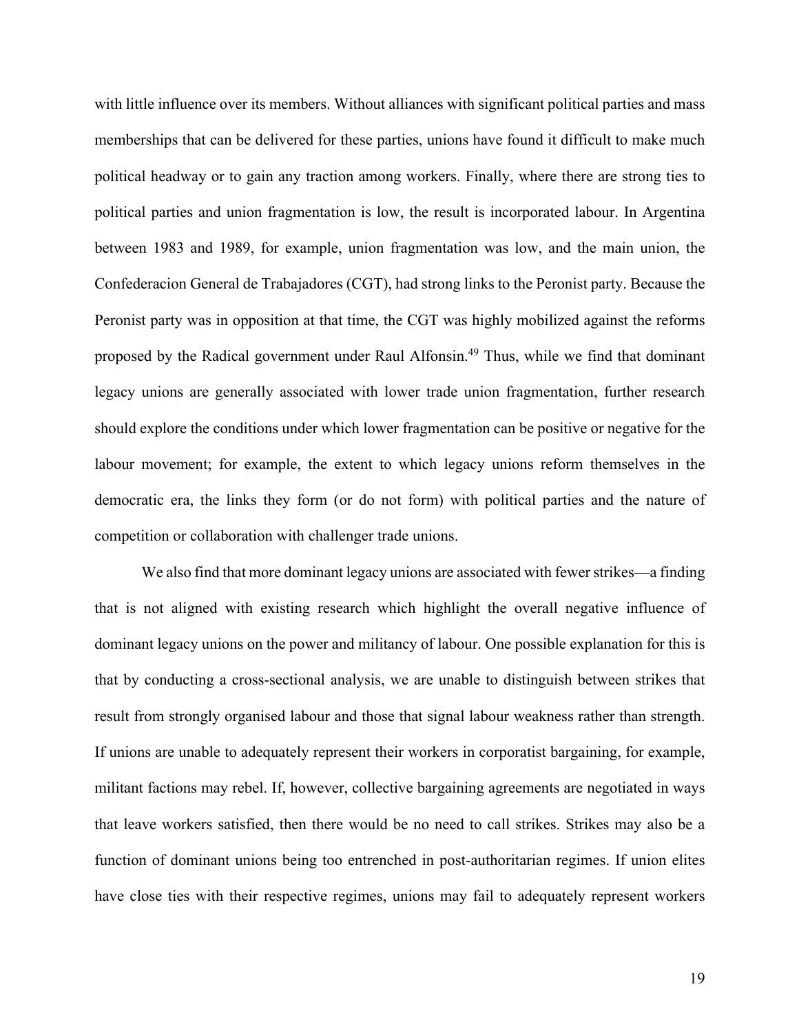with little influence over its members. Without alliances with significant political parties and mass memberships that can be delivered for these parties, unions have found it difficult to make much political headway or to gain any traction among workers. Finally, where there are strong ties to political parties and union fragmentation is low, the result is incorporated labour. In Argentina between 1983 and 1989, for example, union fragmentation was low, and the main union, the Confederacion General de Trabajadores (CGT), had strong links to the Peronist party. Because the Peronist party was in opposition at that time, the CGT was highly mobilized against the reforms proposed by the Radical government under Raul Alfonsin.[49] Thus, while we find that dominant legacy unions are generally associated with lower trade union fragmentation, further research should explore the conditions under which lower fragmentation can be positive or negative for the labour movement; for example, the extent to which legacy unions reform themselves in the democratic era, the links they form (or do not form) with political parties and the nature of competition or collaboration with challenger trade unions.

We also find that more dominant legacy unions are associated with fewer strikes—a finding that is not aligned with existing research which highlight the overall negative influence of dominant legacy unions on the power and militancy of labour. One possible explanation for this is that by conducting a cross-sectional analysis, we are unable to distinguish between strikes that result from strongly organised labour and those that signal labour weakness rather than strength. If unions are unable to adequately represent their workers in corporatist bargaining, for example, militant factions may rebel. If, however, collective bargaining agreements are negotiated in ways that leave workers satisfied, then there would be no need to call strikes. Strikes may also be a function of dominant unions being too entrenched in post-authoritarian regimes. If union elites have close ties with their respective regimes, unions may fail to adequately represent workers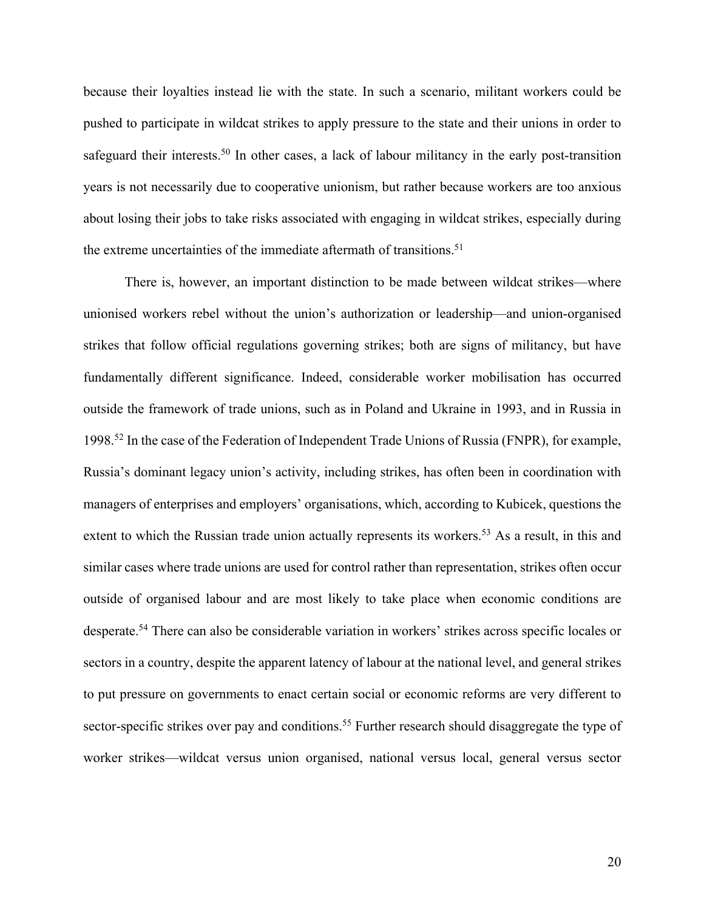because their loyalties instead lie with the state. In such a scenario, militant workers could be pushed to participate in wildcat strikes to apply pressure to the state and their unions in order to safeguard their interests.[50] In other cases, a lack of labour militancy in the early post-transition years is not necessarily due to cooperative unionism, but rather because workers are too anxious about losing their jobs to take risks associated with engaging in wildcat strikes, especially during the extreme uncertainties of the immediate aftermath of transitions.[51]

There is, however, an important distinction to be made between wildcat strikes—where unionised workers rebel without the union's authorization or leadership—and union-organised strikes that follow official regulations governing strikes; both are signs of militancy, but have fundamentally different significance. Indeed, considerable worker mobilisation has occurred outside the framework of trade unions, such as in Poland and Ukraine in 1993, and in Russia in 1998.[52] In the case of the Federation of Independent Trade Unions of Russia (FNPR), for example, Russia's dominant legacy union's activity, including strikes, has often been in coordination with managers of enterprises and employers' organisations, which, according to Kubicek, questions the extent to which the Russian trade union actually represents its workers.[53] As a result, in this and similar cases where trade unions are used for control rather than representation, strikes often occur outside of organised labour and are most likely to take place when economic conditions are desperate.[54] There can also be considerable variation in workers' strikes across specific locales or sectors in a country, despite the apparent latency of labour at the national level, and general strikes to put pressure on governments to enact certain social or economic reforms are very different to sector-specific strikes over pay and conditions.[55] Further research should disaggregate the type of worker strikes—wildcat versus union organised, national versus local, general versus sector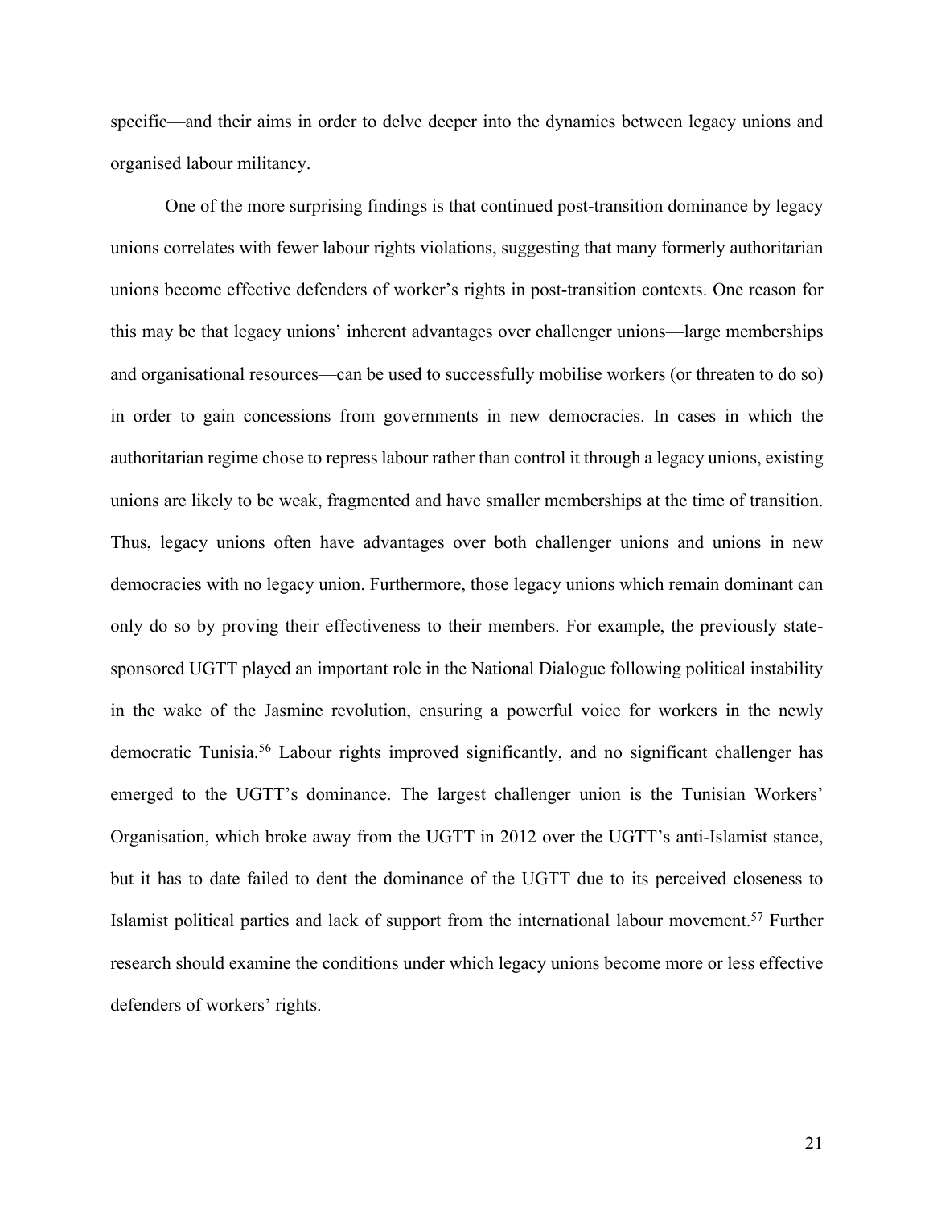specific—and their aims in order to delve deeper into the dynamics between legacy unions and organised labour militancy.

One of the more surprising findings is that continued post-transition dominance by legacy unions correlates with fewer labour rights violations, suggesting that many formerly authoritarian unions become effective defenders of worker's rights in post-transition contexts. One reason for this may be that legacy unions' inherent advantages over challenger unions—large memberships and organisational resources—can be used to successfully mobilise workers (or threaten to do so) in order to gain concessions from governments in new democracies. In cases in which the authoritarian regime chose to repress labour rather than control it through a legacy unions, existing unions are likely to be weak, fragmented and have smaller memberships at the time of transition. Thus, legacy unions often have advantages over both challenger unions and unions in new democracies with no legacy union. Furthermore, those legacy unions which remain dominant can only do so by proving their effectiveness to their members. For example, the previously state-sponsored UGTT played an important role in the National Dialogue following political instability in the wake of the Jasmine revolution, ensuring a powerful voice for workers in the newly democratic Tunisia.[56] Labour rights improved significantly, and no significant challenger has emerged to the UGTT's dominance. The largest challenger union is the Tunisian Workers' Organisation, which broke away from the UGTT in 2012 over the UGTT's anti-Islamist stance, but it has to date failed to dent the dominance of the UGTT due to its perceived closeness to Islamist political parties and lack of support from the international labour movement.[57] Further research should examine the conditions under which legacy unions become more or less effective defenders of workers' rights.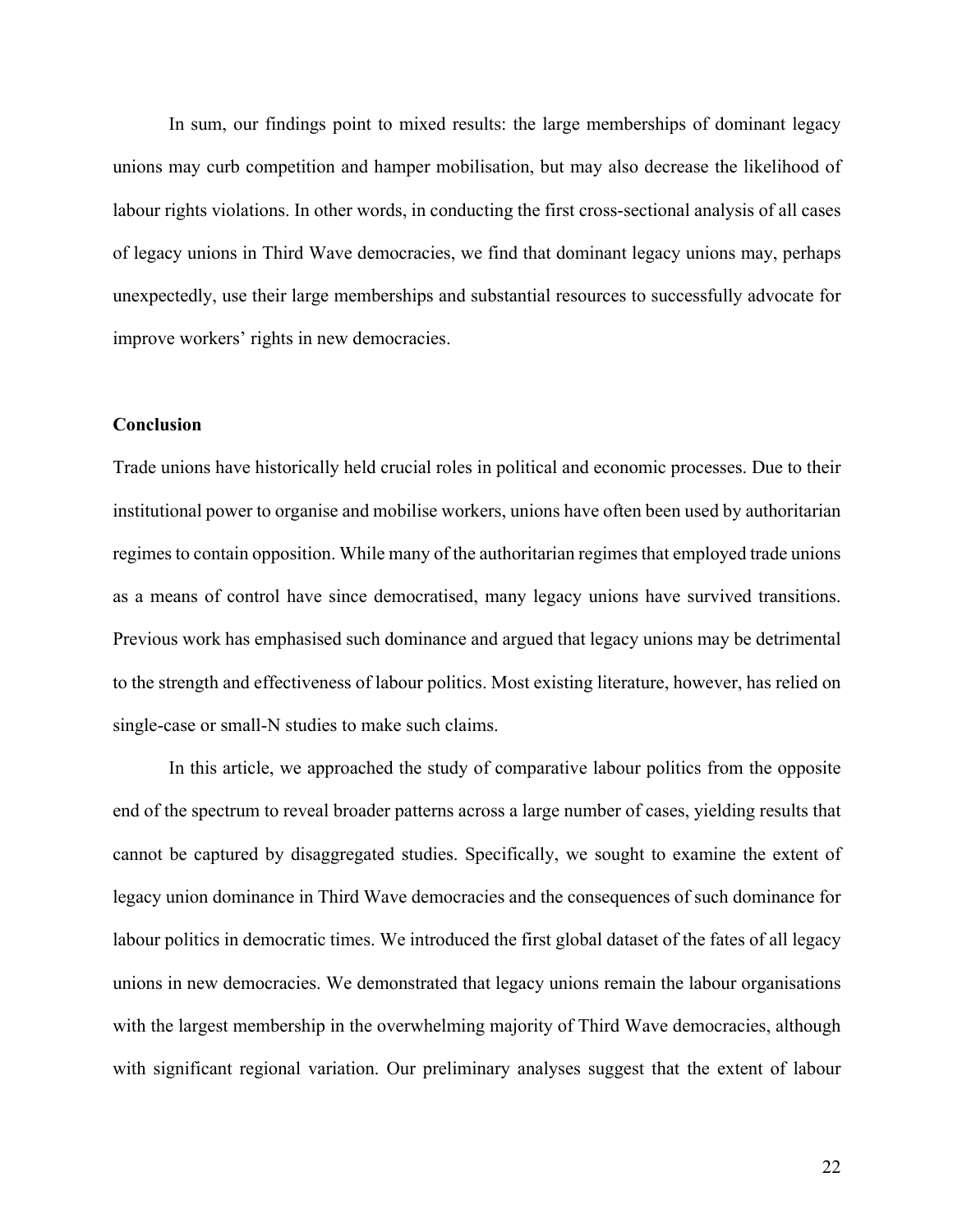In sum, our findings point to mixed results: the large memberships of dominant legacy unions may curb competition and hamper mobilisation, but may also decrease the likelihood of labour rights violations. In other words, in conducting the first cross-sectional analysis of all cases of legacy unions in Third Wave democracies, we find that dominant legacy unions may, perhaps unexpectedly, use their large memberships and substantial resources to successfully advocate for improve workers' rights in new democracies.

**Conclusion**

Trade unions have historically held crucial roles in political and economic processes. Due to their institutional power to organise and mobilise workers, unions have often been used by authoritarian regimes to contain opposition. While many of the authoritarian regimes that employed trade unions as a means of control have since democratised, many legacy unions have survived transitions. Previous work has emphasised such dominance and argued that legacy unions may be detrimental to the strength and effectiveness of labour politics. Most existing literature, however, has relied on single-case or small-N studies to make such claims.

In this article, we approached the study of comparative labour politics from the opposite end of the spectrum to reveal broader patterns across a large number of cases, yielding results that cannot be captured by disaggregated studies. Specifically, we sought to examine the extent of legacy union dominance in Third Wave democracies and the consequences of such dominance for labour politics in democratic times. We introduced the first global dataset of the fates of all legacy unions in new democracies. We demonstrated that legacy unions remain the labour organisations with the largest membership in the overwhelming majority of Third Wave democracies, although with significant regional variation. Our preliminary analyses suggest that the extent of labour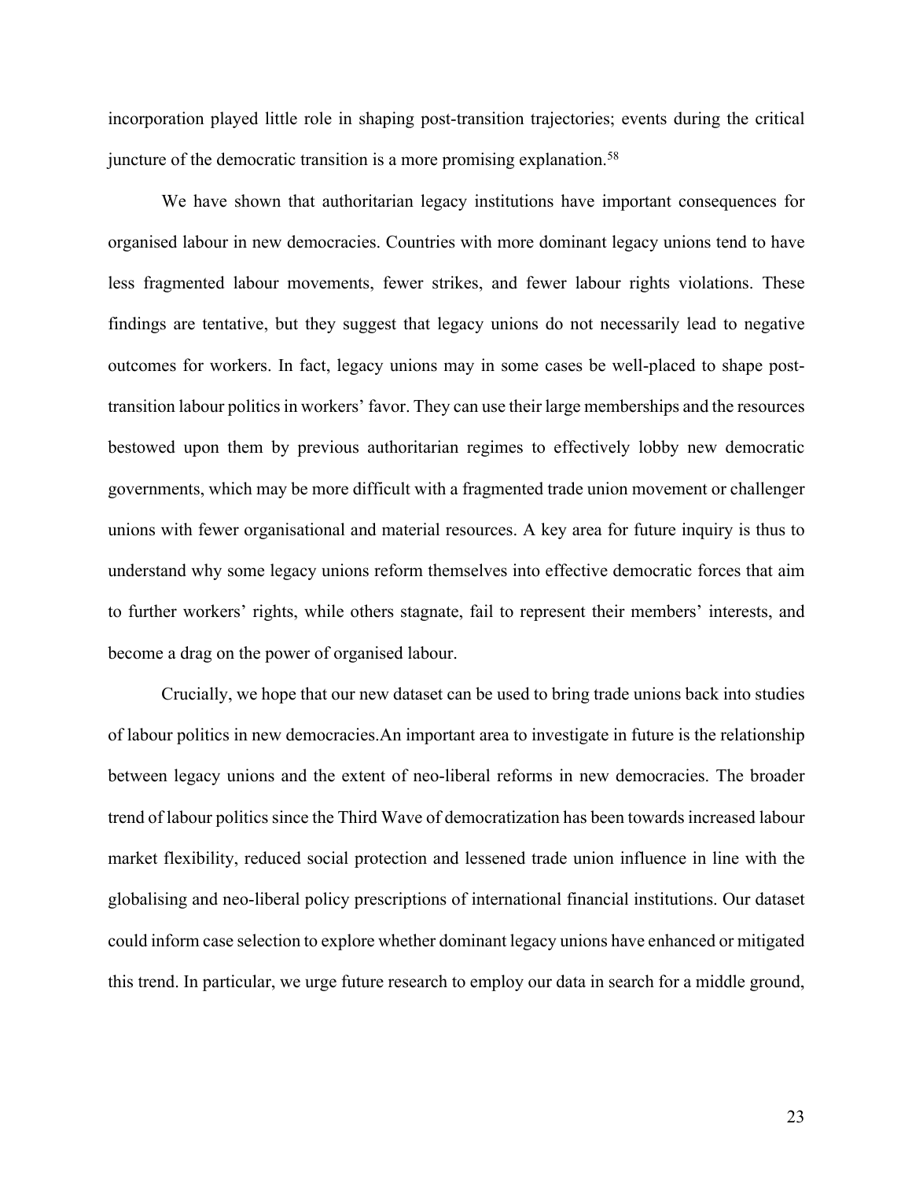incorporation played little role in shaping post-transition trajectories; events during the critical juncture of the democratic transition is a more promising explanation.[58]

We have shown that authoritarian legacy institutions have important consequences for organised labour in new democracies. Countries with more dominant legacy unions tend to have less fragmented labour movements, fewer strikes, and fewer labour rights violations. These findings are tentative, but they suggest that legacy unions do not necessarily lead to negative outcomes for workers. In fact, legacy unions may in some cases be well-placed to shape post-transition labour politics in workers' favor. They can use their large memberships and the resources bestowed upon them by previous authoritarian regimes to effectively lobby new democratic governments, which may be more difficult with a fragmented trade union movement or challenger unions with fewer organisational and material resources. A key area for future inquiry is thus to understand why some legacy unions reform themselves into effective democratic forces that aim to further workers' rights, while others stagnate, fail to represent their members' interests, and become a drag on the power of organised labour.

Crucially, we hope that our new dataset can be used to bring trade unions back into studies of labour politics in new democracies.An important area to investigate in future is the relationship between legacy unions and the extent of neo-liberal reforms in new democracies. The broader trend of labour politics since the Third Wave of democratization has been towards increased labour market flexibility, reduced social protection and lessened trade union influence in line with the globalising and neo-liberal policy prescriptions of international financial institutions. Our dataset could inform case selection to explore whether dominant legacy unions have enhanced or mitigated this trend. In particular, we urge future research to employ our data in search for a middle ground,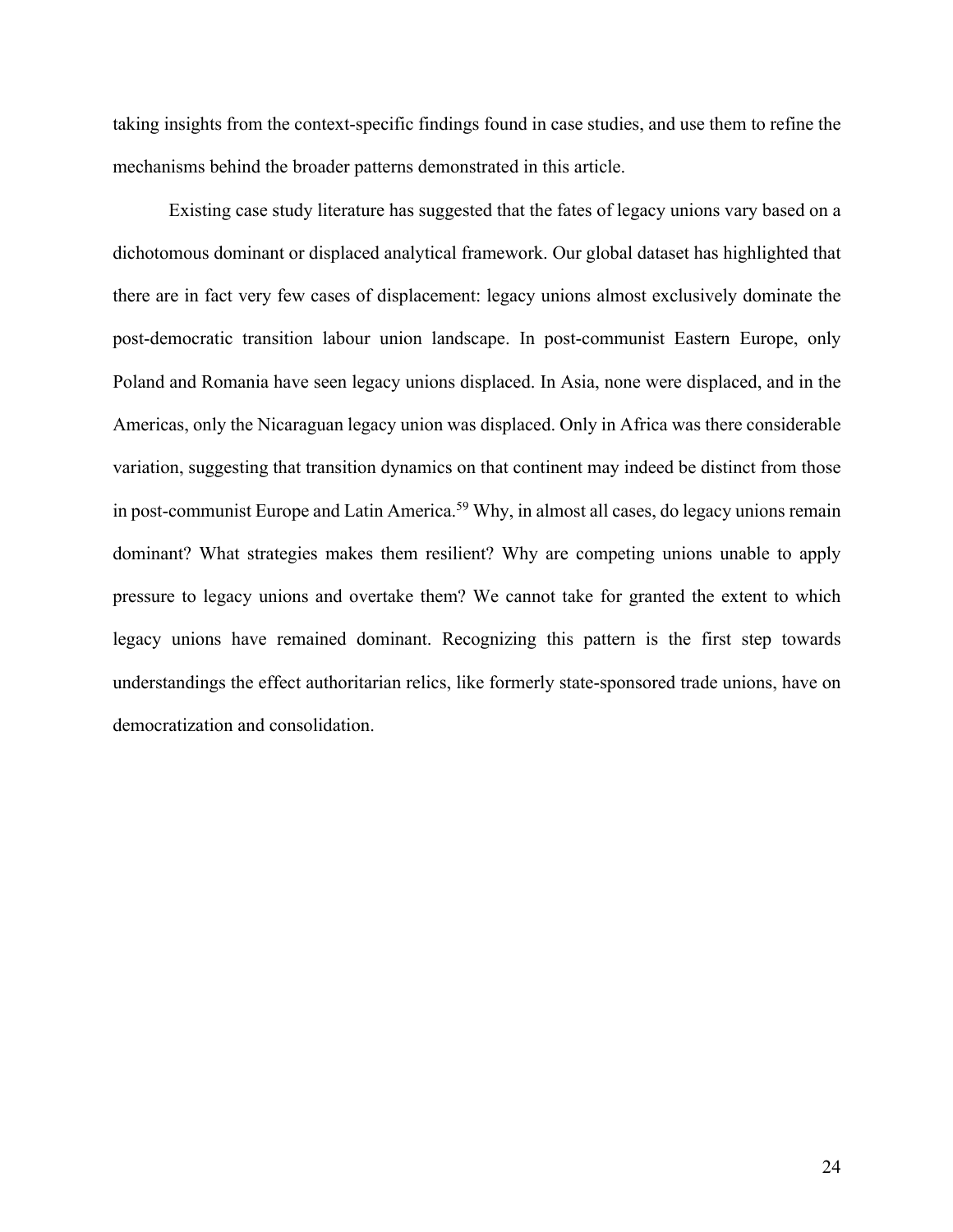taking insights from the context-specific findings found in case studies, and use them to refine the mechanisms behind the broader patterns demonstrated in this article.

Existing case study literature has suggested that the fates of legacy unions vary based on a dichotomous dominant or displaced analytical framework. Our global dataset has highlighted that there are in fact very few cases of displacement: legacy unions almost exclusively dominate the post-democratic transition labour union landscape. In post-communist Eastern Europe, only Poland and Romania have seen legacy unions displaced. In Asia, none were displaced, and in the Americas, only the Nicaraguan legacy union was displaced. Only in Africa was there considerable variation, suggesting that transition dynamics on that continent may indeed be distinct from those in post-communist Europe and Latin America.[59] Why, in almost all cases, do legacy unions remain dominant? What strategies makes them resilient? Why are competing unions unable to apply pressure to legacy unions and overtake them? We cannot take for granted the extent to which legacy unions have remained dominant. Recognizing this pattern is the first step towards understandings the effect authoritarian relics, like formerly state-sponsored trade unions, have on democratization and consolidation.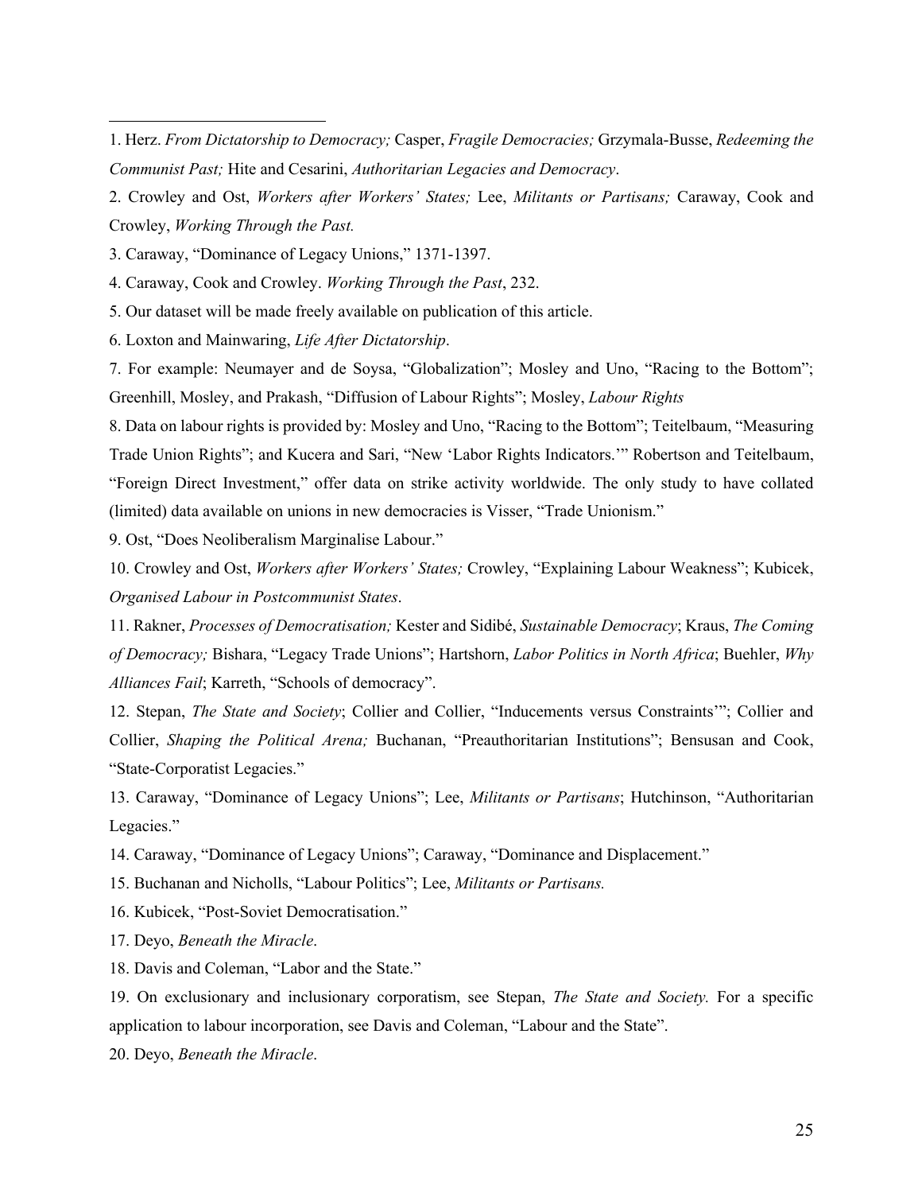1. Herz. *From Dictatorship to Democracy;* Casper, *Fragile Democracies;* Grzymala-Busse, *Redeeming the Communist Past;* Hite and Cesarini, *Authoritarian Legacies and Democracy*.

2. Crowley and Ost, *Workers after Workers' States;* Lee, *Militants or Partisans;* Caraway, Cook and Crowley, *Working Through the Past.*

3. Caraway, "Dominance of Legacy Unions," 1371-1397.

4. Caraway, Cook and Crowley. *Working Through the Past*, 232.

5. Our dataset will be made freely available on publication of this article.

6. Loxton and Mainwaring, *Life After Dictatorship*.

7. For example: Neumayer and de Soysa, "Globalization"; Mosley and Uno, "Racing to the Bottom"; Greenhill, Mosley, and Prakash, "Diffusion of Labour Rights"; Mosley, *Labour Rights*

8. Data on labour rights is provided by: Mosley and Uno, "Racing to the Bottom"; Teitelbaum, "Measuring Trade Union Rights"; and Kucera and Sari, "New 'Labor Rights Indicators.'" Robertson and Teitelbaum, "Foreign Direct Investment," offer data on strike activity worldwide. The only study to have collated (limited) data available on unions in new democracies is Visser, "Trade Unionism."

9. Ost, "Does Neoliberalism Marginalise Labour."

10. Crowley and Ost, *Workers after Workers' States;* Crowley, "Explaining Labour Weakness"; Kubicek, *Organised Labour in Postcommunist States*.

11. Rakner, *Processes of Democratisation;* Kester and Sidibé, *Sustainable Democracy*; Kraus, *The Coming of Democracy;* Bishara, "Legacy Trade Unions"; Hartshorn, *Labor Politics in North Africa*; Buehler, *Why Alliances Fail*; Karreth, "Schools of democracy".

12. Stepan, *The State and Society*; Collier and Collier, "Inducements versus Constraints'"; Collier and Collier, *Shaping the Political Arena;* Buchanan, "Preauthoritarian Institutions"; Bensusan and Cook, "State-Corporatist Legacies."

13. Caraway, "Dominance of Legacy Unions"; Lee, *Militants or Partisans*; Hutchinson, "Authoritarian Legacies."

14. Caraway, "Dominance of Legacy Unions"; Caraway, "Dominance and Displacement."

15. Buchanan and Nicholls, "Labour Politics"; Lee, *Militants or Partisans.*

16. Kubicek, "Post-Soviet Democratisation."

17. Deyo, *Beneath the Miracle*.

18. Davis and Coleman, "Labor and the State."

19. On exclusionary and inclusionary corporatism, see Stepan, *The State and Society.* For a specific application to labour incorporation, see Davis and Coleman, "Labour and the State".

20. Deyo, *Beneath the Miracle*.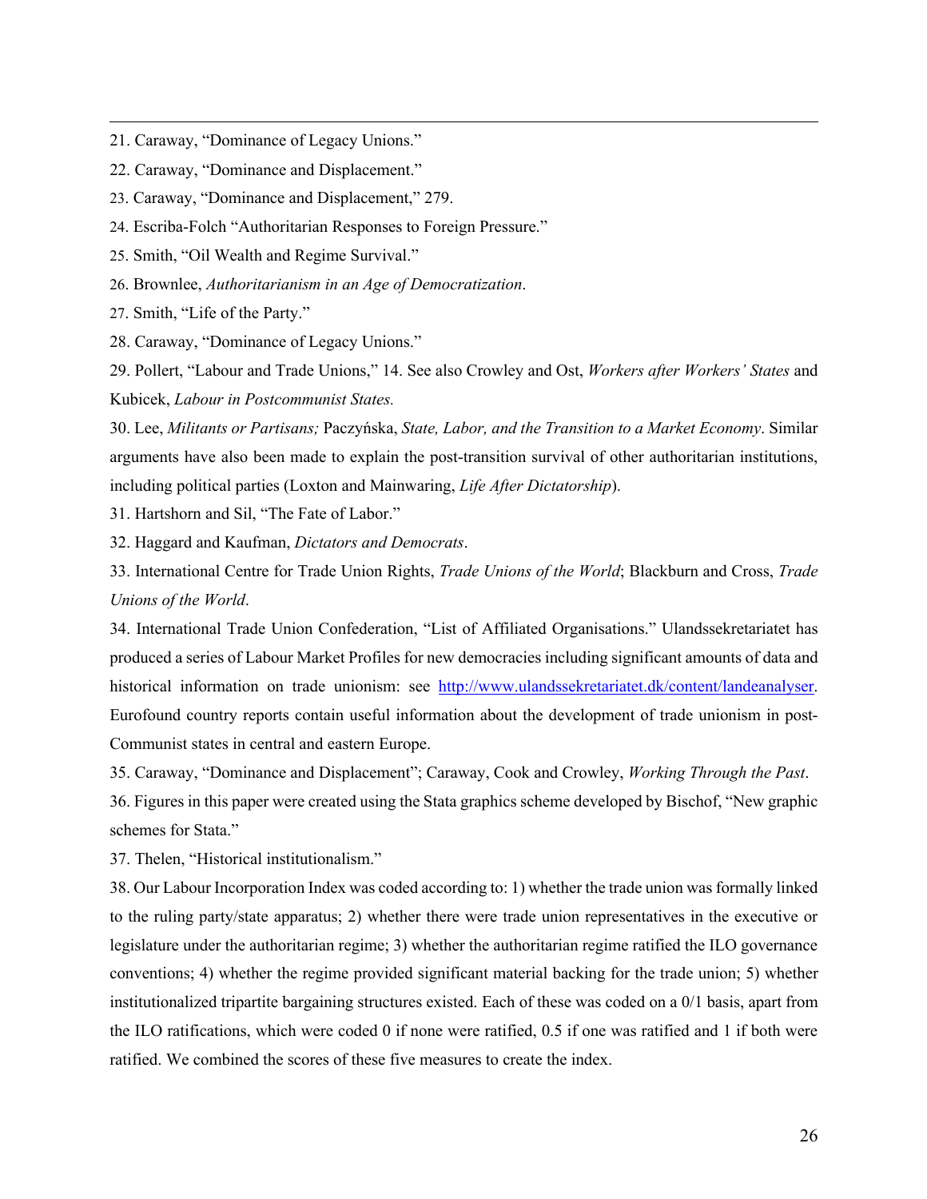21. Caraway, "Dominance of Legacy Unions."

22. Caraway, "Dominance and Displacement."

23. Caraway, "Dominance and Displacement," 279.

24. Escriba-Folch "Authoritarian Responses to Foreign Pressure."

25. Smith, "Oil Wealth and Regime Survival."

26. Brownlee, *Authoritarianism in an Age of Democratization*.

27. Smith, "Life of the Party."

28. Caraway, "Dominance of Legacy Unions."

29. Pollert, "Labour and Trade Unions," 14. See also Crowley and Ost, *Workers after Workers' States* and Kubicek, *Labour in Postcommunist States.*

30. Lee, *Militants or Partisans;* Paczyńska, *State, Labor, and the Transition to a Market Economy*. Similar arguments have also been made to explain the post-transition survival of other authoritarian institutions, including political parties (Loxton and Mainwaring, *Life After Dictatorship*).

31. Hartshorn and Sil, "The Fate of Labor."

32. Haggard and Kaufman, *Dictators and Democrats*.

33. International Centre for Trade Union Rights, *Trade Unions of the World*; Blackburn and Cross, *Trade Unions of the World*.

34. International Trade Union Confederation, "List of Affiliated Organisations." Ulandssekretariatet has produced a series of Labour Market Profiles for new democracies including significant amounts of data and historical information on trade unionism: see [http://www.ulandssekretariatet.dk/content/landeanalyser](http://www.ulandssekretariatet.dk/content/landeanalyser). Eurofound country reports contain useful information about the development of trade unionism in post-Communist states in central and eastern Europe.

35. Caraway, "Dominance and Displacement"; Caraway, Cook and Crowley, *Working Through the Past*.

36. Figures in this paper were created using the Stata graphics scheme developed by Bischof, "New graphic schemes for Stata."

37. Thelen, "Historical institutionalism."

38. Our Labour Incorporation Index was coded according to: 1) whether the trade union was formally linked to the ruling party/state apparatus; 2) whether there were trade union representatives in the executive or legislature under the authoritarian regime; 3) whether the authoritarian regime ratified the ILO governance conventions; 4) whether the regime provided significant material backing for the trade union; 5) whether institutionalized tripartite bargaining structures existed. Each of these was coded on a 0/1 basis, apart from the ILO ratifications, which were coded 0 if none were ratified, 0.5 if one was ratified and 1 if both were ratified. We combined the scores of these five measures to create the index.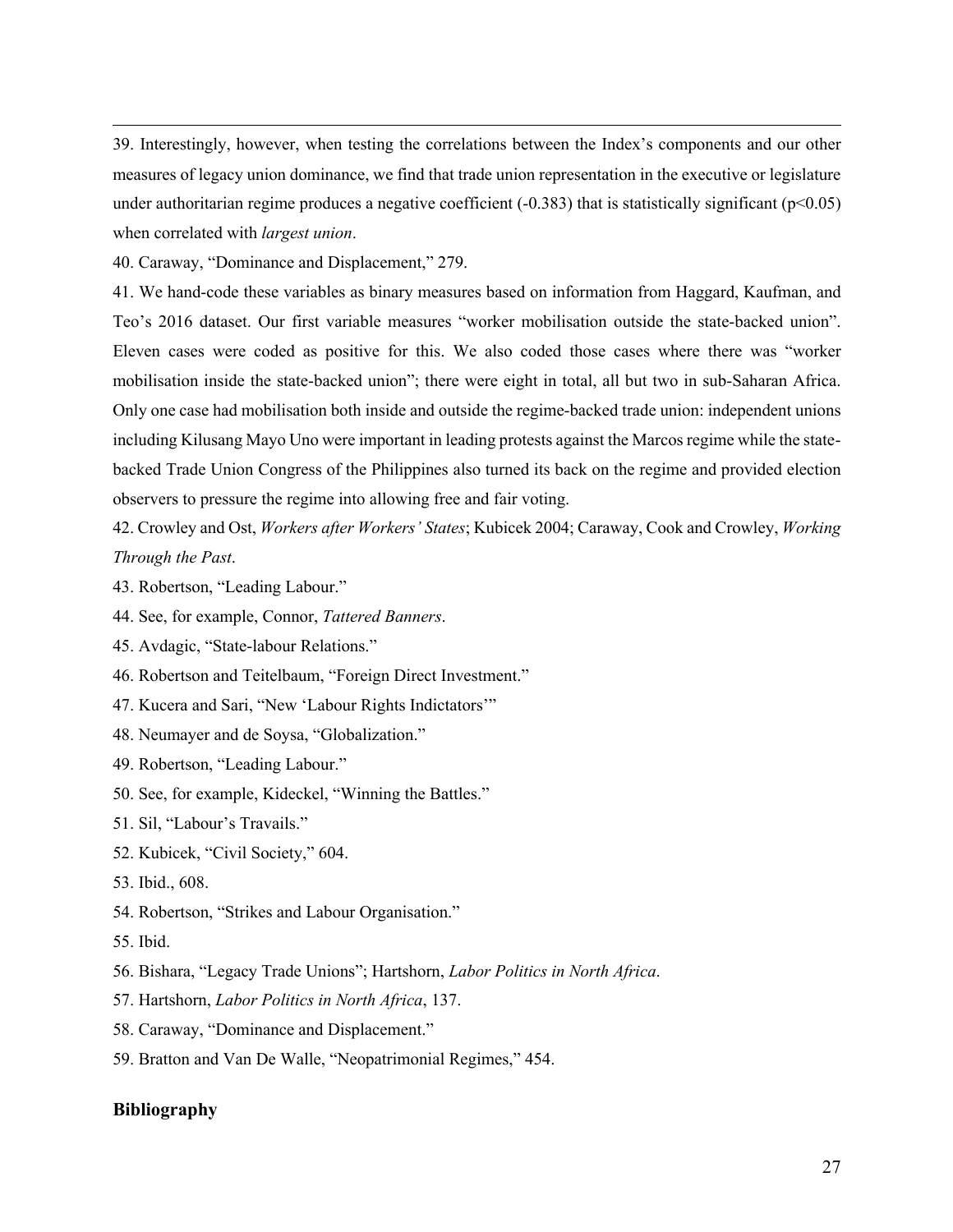39. Interestingly, however, when testing the correlations between the Index's components and our other measures of legacy union dominance, we find that trade union representation in the executive or legislature under authoritarian regime produces a negative coefficient (-0.383) that is statistically significant ($p<0.05$) when correlated with *largest union*.

40. Caraway, "Dominance and Displacement," 279.

41. We hand-code these variables as binary measures based on information from Haggard, Kaufman, and Teo's 2016 dataset. Our first variable measures "worker mobilisation outside the state-backed union". Eleven cases were coded as positive for this. We also coded those cases where there was "worker mobilisation inside the state-backed union"; there were eight in total, all but two in sub-Saharan Africa. Only one case had mobilisation both inside and outside the regime-backed trade union: independent unions including Kilusang Mayo Uno were important in leading protests against the Marcos regime while the state-backed Trade Union Congress of the Philippines also turned its back on the regime and provided election observers to pressure the regime into allowing free and fair voting.

42. Crowley and Ost, *Workers after Workers' States*; Kubicek 2004; Caraway, Cook and Crowley, *Working Through the Past*.

43. Robertson, "Leading Labour."

44. See, for example, Connor, *Tattered Banners*.

45. Avdagic, "State-labour Relations."

46. Robertson and Teitelbaum, "Foreign Direct Investment."

47. Kucera and Sari, "New 'Labour Rights Indictators'"

48. Neumayer and de Soysa, "Globalization."

49. Robertson, "Leading Labour."

50. See, for example, Kideckel, "Winning the Battles."

51. Sil, "Labour's Travails."

52. Kubicek, "Civil Society," 604.

53. Ibid., 608.

54. Robertson, "Strikes and Labour Organisation."

55. Ibid.

56. Bishara, "Legacy Trade Unions"; Hartshorn, *Labor Politics in North Africa*.

57. Hartshorn, *Labor Politics in North Africa*, 137.

58. Caraway, "Dominance and Displacement."

59. Bratton and Van De Walle, "Neopatrimonial Regimes," 454.

## Bibliography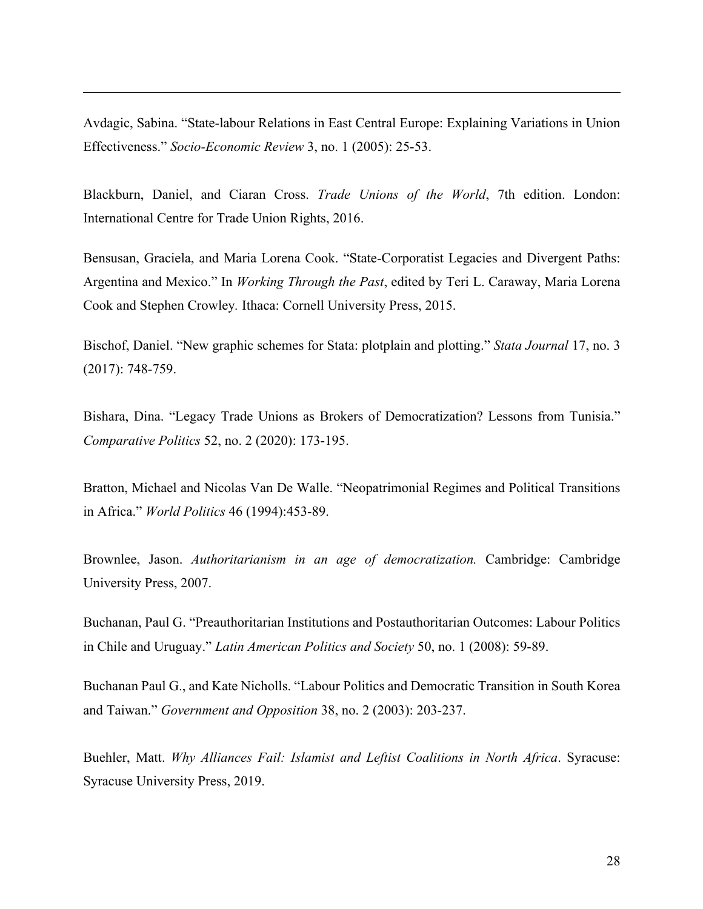Avdagic, Sabina. "State-labour Relations in East Central Europe: Explaining Variations in Union Effectiveness." *Socio-Economic Review* 3, no. 1 (2005): 25-53.

Blackburn, Daniel, and Ciaran Cross. *Trade Unions of the World*, 7th edition. London: International Centre for Trade Union Rights, 2016.

Bensusan, Graciela, and Maria Lorena Cook. "State-Corporatist Legacies and Divergent Paths: Argentina and Mexico." In *Working Through the Past*, edited by Teri L. Caraway, Maria Lorena Cook and Stephen Crowley. Ithaca: Cornell University Press, 2015.

Bischof, Daniel. "New graphic schemes for Stata: plotplain and plotting." *Stata Journal* 17, no. 3 (2017): 748-759.

Bishara, Dina. "Legacy Trade Unions as Brokers of Democratization? Lessons from Tunisia." *Comparative Politics* 52, no. 2 (2020): 173-195.

Bratton, Michael and Nicolas Van De Walle. "Neopatrimonial Regimes and Political Transitions in Africa." *World Politics* 46 (1994):453-89.

Brownlee, Jason. *Authoritarianism in an age of democratization.* Cambridge: Cambridge University Press, 2007.

Buchanan, Paul G. "Preauthoritarian Institutions and Postauthoritarian Outcomes: Labour Politics in Chile and Uruguay." *Latin American Politics and Society* 50, no. 1 (2008): 59-89.

Buchanan Paul G., and Kate Nicholls. "Labour Politics and Democratic Transition in South Korea and Taiwan." *Government and Opposition* 38, no. 2 (2003): 203-237.

Buehler, Matt. *Why Alliances Fail: Islamist and Leftist Coalitions in North Africa*. Syracuse: Syracuse University Press, 2019.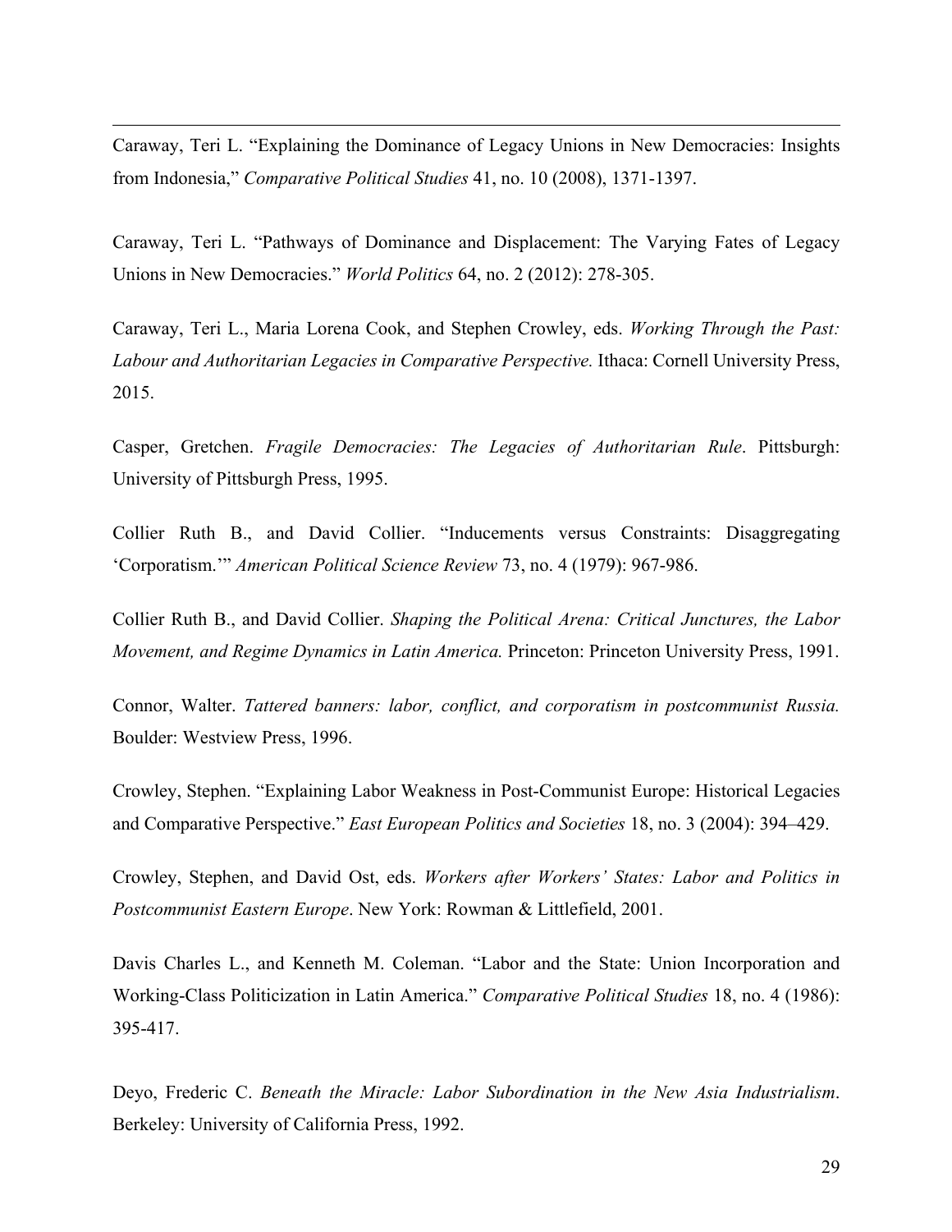Caraway, Teri L. “Explaining the Dominance of Legacy Unions in New Democracies: Insights from Indonesia,” *Comparative Political Studies* 41, no. 10 (2008), 1371-1397.

Caraway, Teri L. “Pathways of Dominance and Displacement: The Varying Fates of Legacy Unions in New Democracies.” *World Politics* 64, no. 2 (2012): 278-305.

Caraway, Teri L., Maria Lorena Cook, and Stephen Crowley, eds. *Working Through the Past: Labour and Authoritarian Legacies in Comparative Perspective.* Ithaca: Cornell University Press, 2015.

Casper, Gretchen. *Fragile Democracies: The Legacies of Authoritarian Rule*. Pittsburgh: University of Pittsburgh Press, 1995.

Collier Ruth B., and David Collier. “Inducements versus Constraints: Disaggregating ‘Corporatism.’” *American Political Science Review* 73, no. 4 (1979): 967-986.

Collier Ruth B., and David Collier. *Shaping the Political Arena: Critical Junctures, the Labor Movement, and Regime Dynamics in Latin America.* Princeton: Princeton University Press, 1991.

Connor, Walter. *Tattered banners: labor, conflict, and corporatism in postcommunist Russia.* Boulder: Westview Press, 1996.

Crowley, Stephen. “Explaining Labor Weakness in Post-Communist Europe: Historical Legacies and Comparative Perspective.” *East European Politics and Societies* 18, no. 3 (2004): 394–429.

Crowley, Stephen, and David Ost, eds. *Workers after Workers’ States: Labor and Politics in Postcommunist Eastern Europe*. New York: Rowman & Littlefield, 2001.

Davis Charles L., and Kenneth M. Coleman. “Labor and the State: Union Incorporation and Working-Class Politicization in Latin America.” *Comparative Political Studies* 18, no. 4 (1986): 395-417.

Deyo, Frederic C. *Beneath the Miracle: Labor Subordination in the New Asia Industrialism*. Berkeley: University of California Press, 1992.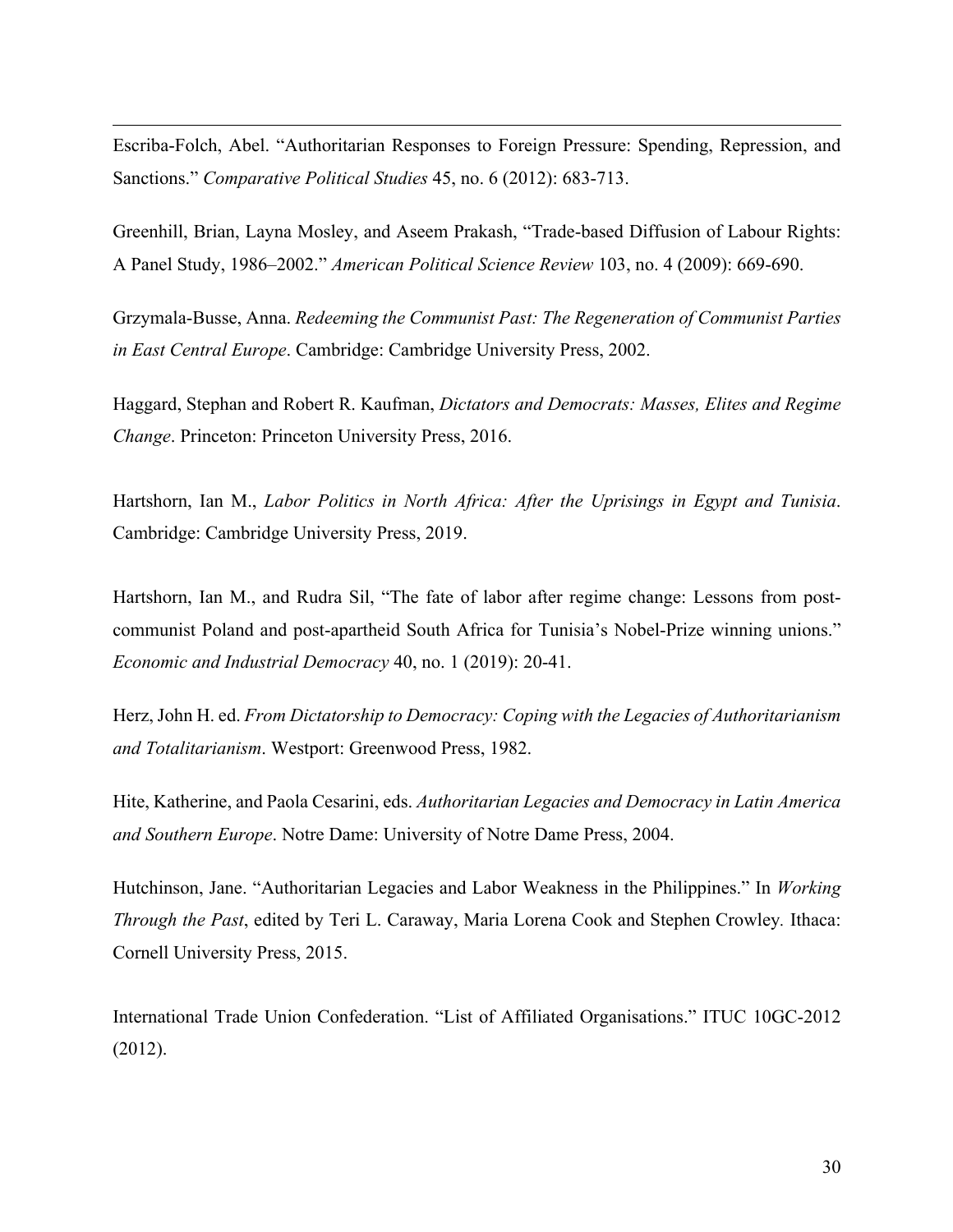Escriba-Folch, Abel. “Authoritarian Responses to Foreign Pressure: Spending, Repression, and Sanctions.” *Comparative Political Studies* 45, no. 6 (2012): 683-713.

Greenhill, Brian, Layna Mosley, and Aseem Prakash, “Trade-based Diffusion of Labour Rights: A Panel Study, 1986–2002.” *American Political Science Review* 103, no. 4 (2009): 669-690.

Grzymala-Busse, Anna. *Redeeming the Communist Past: The Regeneration of Communist Parties in East Central Europe*. Cambridge: Cambridge University Press, 2002.

Haggard, Stephan and Robert R. Kaufman, *Dictators and Democrats: Masses, Elites and Regime Change*. Princeton: Princeton University Press, 2016.

Hartshorn, Ian M., *Labor Politics in North Africa: After the Uprisings in Egypt and Tunisia*. Cambridge: Cambridge University Press, 2019.

Hartshorn, Ian M., and Rudra Sil, “The fate of labor after regime change: Lessons from post-communist Poland and post-apartheid South Africa for Tunisia’s Nobel-Prize winning unions.” *Economic and Industrial Democracy* 40, no. 1 (2019): 20-41.

Herz, John H. ed. *From Dictatorship to Democracy: Coping with the Legacies of Authoritarianism and Totalitarianism*. Westport: Greenwood Press, 1982.

Hite, Katherine, and Paola Cesarini, eds. *Authoritarian Legacies and Democracy in Latin America and Southern Europe*. Notre Dame: University of Notre Dame Press, 2004.

Hutchinson, Jane. “Authoritarian Legacies and Labor Weakness in the Philippines.” In *Working Through the Past*, edited by Teri L. Caraway, Maria Lorena Cook and Stephen Crowley. Ithaca: Cornell University Press, 2015.

International Trade Union Confederation. “List of Affiliated Organisations.” ITUC 10GC-2012 (2012).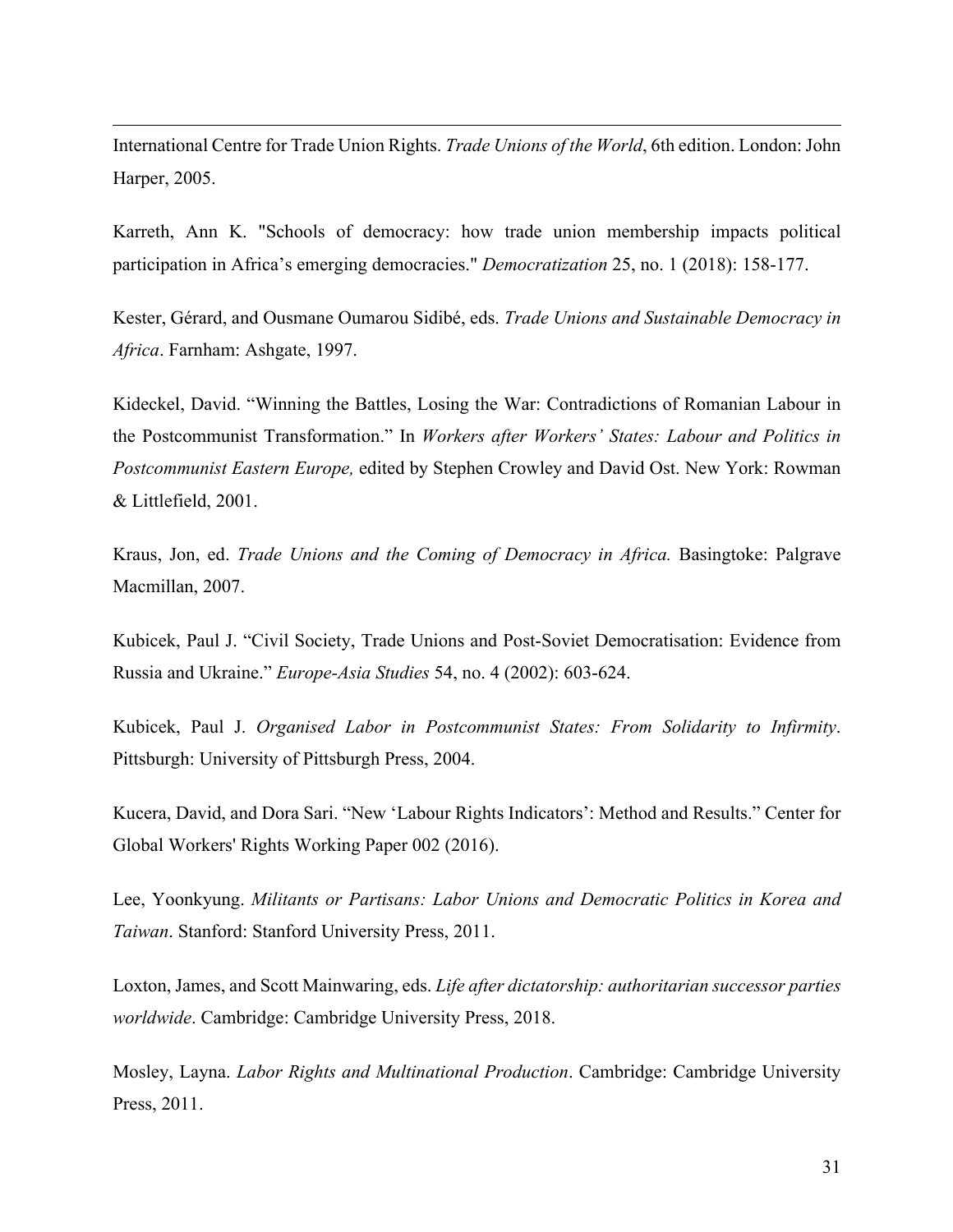International Centre for Trade Union Rights. *Trade Unions of the World*, 6th edition. London: John Harper, 2005.

Karreth, Ann K. "Schools of democracy: how trade union membership impacts political participation in Africa's emerging democracies." *Democratization* 25, no. 1 (2018): 158-177.

Kester, Gérard, and Ousmane Oumarou Sidibé, eds. *Trade Unions and Sustainable Democracy in Africa*. Farnham: Ashgate, 1997.

Kideckel, David. "Winning the Battles, Losing the War: Contradictions of Romanian Labour in the Postcommunist Transformation." In *Workers after Workers' States: Labour and Politics in Postcommunist Eastern Europe,* edited by Stephen Crowley and David Ost. New York: Rowman & Littlefield, 2001.

Kraus, Jon, ed. *Trade Unions and the Coming of Democracy in Africa.* Basingtoke: Palgrave Macmillan, 2007.

Kubicek, Paul J. "Civil Society, Trade Unions and Post-Soviet Democratisation: Evidence from Russia and Ukraine." *Europe-Asia Studies* 54, no. 4 (2002): 603-624.

Kubicek, Paul J. *Organised Labor in Postcommunist States: From Solidarity to Infirmity*. Pittsburgh: University of Pittsburgh Press, 2004.

Kucera, David, and Dora Sari. "New 'Labour Rights Indicators': Method and Results." Center for Global Workers' Rights Working Paper 002 (2016).

Lee, Yoonkyung. *Militants or Partisans: Labor Unions and Democratic Politics in Korea and Taiwan*. Stanford: Stanford University Press, 2011.

Loxton, James, and Scott Mainwaring, eds. *Life after dictatorship: authoritarian successor parties worldwide*. Cambridge: Cambridge University Press, 2018.

Mosley, Layna. *Labor Rights and Multinational Production*. Cambridge: Cambridge University Press, 2011.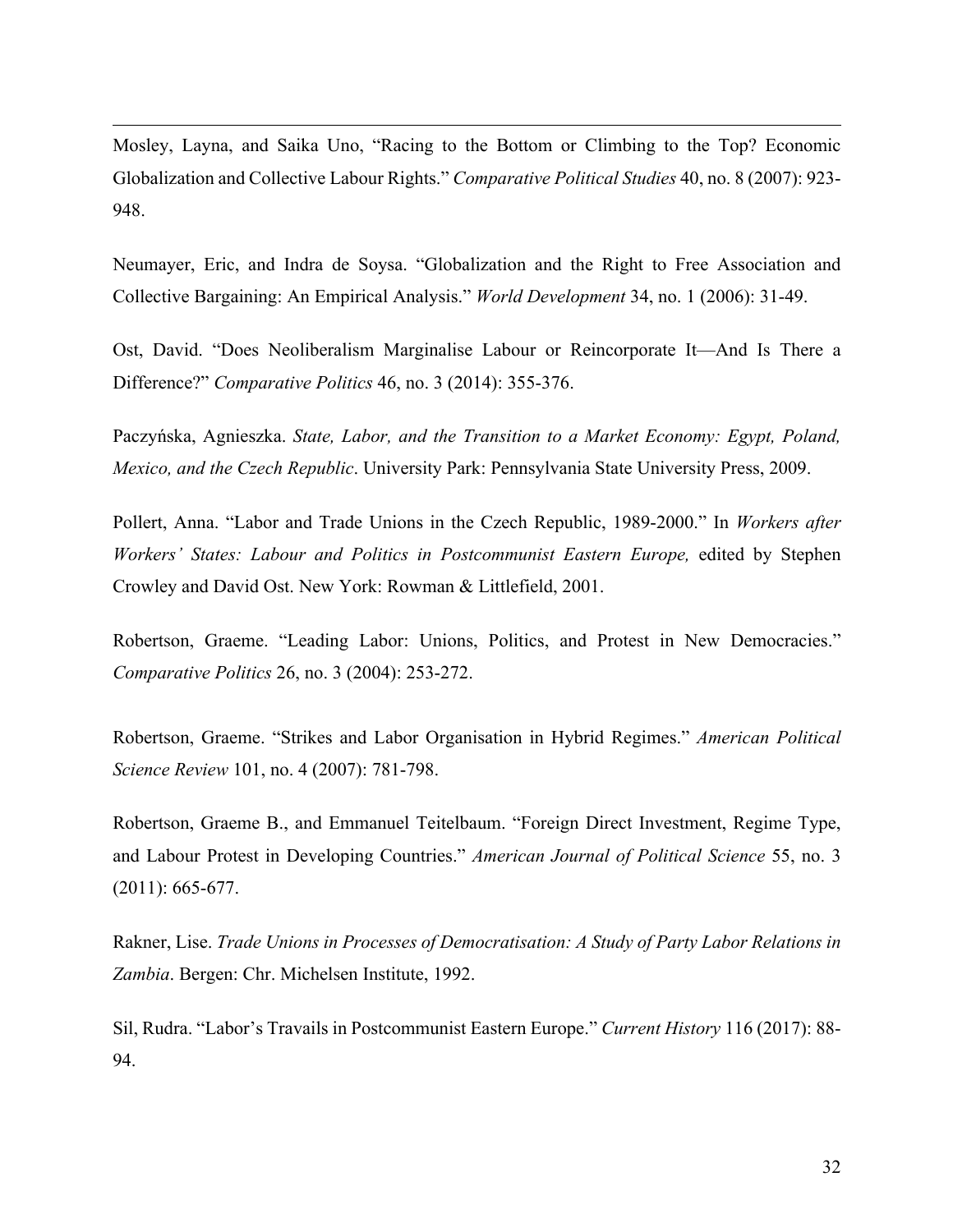Mosley, Layna, and Saika Uno, "Racing to the Bottom or Climbing to the Top? Economic Globalization and Collective Labour Rights." *Comparative Political Studies* 40, no. 8 (2007): 923-948.

Neumayer, Eric, and Indra de Soysa. "Globalization and the Right to Free Association and Collective Bargaining: An Empirical Analysis." *World Development* 34, no. 1 (2006): 31-49.

Ost, David. "Does Neoliberalism Marginalise Labour or Reincorporate It—And Is There a Difference?" *Comparative Politics* 46, no. 3 (2014): 355-376.

Paczyńska, Agnieszka. *State, Labor, and the Transition to a Market Economy: Egypt, Poland, Mexico, and the Czech Republic*. University Park: Pennsylvania State University Press, 2009.

Pollert, Anna. "Labor and Trade Unions in the Czech Republic, 1989-2000." In *Workers after Workers' States: Labour and Politics in Postcommunist Eastern Europe,* edited by Stephen Crowley and David Ost. New York: Rowman & Littlefield, 2001.

Robertson, Graeme. "Leading Labor: Unions, Politics, and Protest in New Democracies." *Comparative Politics* 26, no. 3 (2004): 253-272.

Robertson, Graeme. "Strikes and Labor Organisation in Hybrid Regimes." *American Political Science Review* 101, no. 4 (2007): 781-798.

Robertson, Graeme B., and Emmanuel Teitelbaum. "Foreign Direct Investment, Regime Type, and Labour Protest in Developing Countries." *American Journal of Political Science* 55, no. 3 (2011): 665-677.

Rakner, Lise. *Trade Unions in Processes of Democratisation: A Study of Party Labor Relations in Zambia*. Bergen: Chr. Michelsen Institute, 1992.

Sil, Rudra. "Labor's Travails in Postcommunist Eastern Europe." *Current History* 116 (2017): 88-94.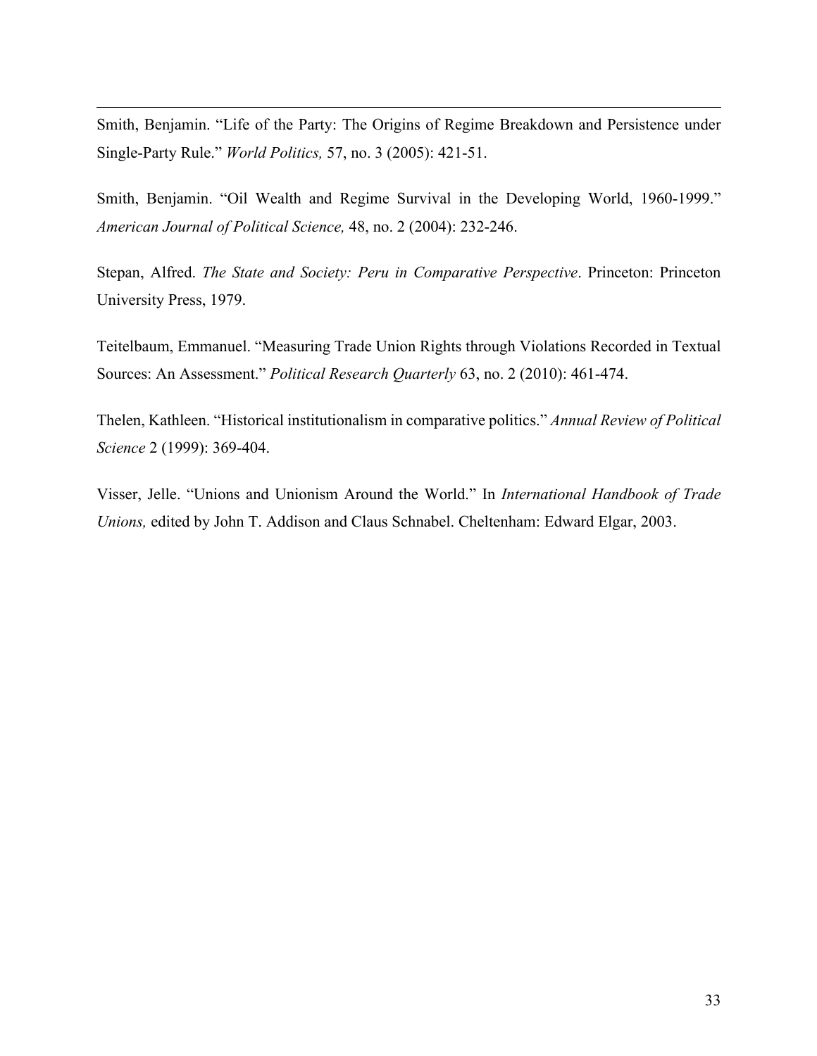Smith, Benjamin. "Life of the Party: The Origins of Regime Breakdown and Persistence under Single-Party Rule." *World Politics,* 57, no. 3 (2005): 421-51.

Smith, Benjamin. "Oil Wealth and Regime Survival in the Developing World, 1960-1999." *American Journal of Political Science,* 48, no. 2 (2004): 232-246.

Stepan, Alfred. *The State and Society: Peru in Comparative Perspective*. Princeton: Princeton University Press, 1979.

Teitelbaum, Emmanuel. "Measuring Trade Union Rights through Violations Recorded in Textual Sources: An Assessment." *Political Research Quarterly* 63, no. 2 (2010): 461-474.

Thelen, Kathleen. "Historical institutionalism in comparative politics." *Annual Review of Political Science* 2 (1999): 369-404.

Visser, Jelle. "Unions and Unionism Around the World." In *International Handbook of Trade Unions,* edited by John T. Addison and Claus Schnabel. Cheltenham: Edward Elgar, 2003.